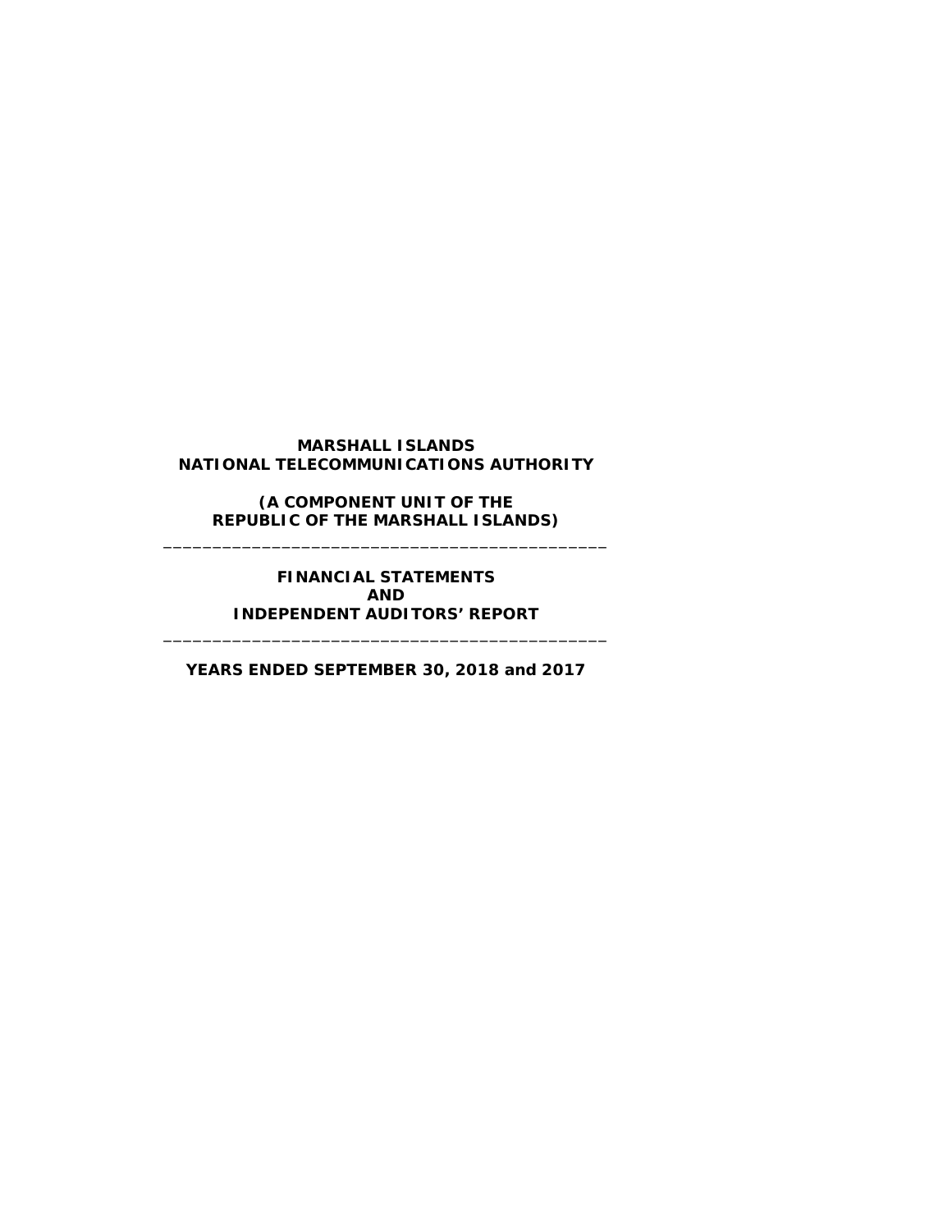**MARSHALL ISLANDS**
**NATIONAL TELECOMMUNICATIONS AUTHORITY**

**(A COMPONENT UNIT OF THE**
**REPUBLIC OF THE MARSHALL ISLANDS)**

---

**FINANCIAL STATEMENTS**
**AND**
**INDEPENDENT AUDITORS' REPORT**

---

**YEARS ENDED SEPTEMBER 30, 2018 and 2017**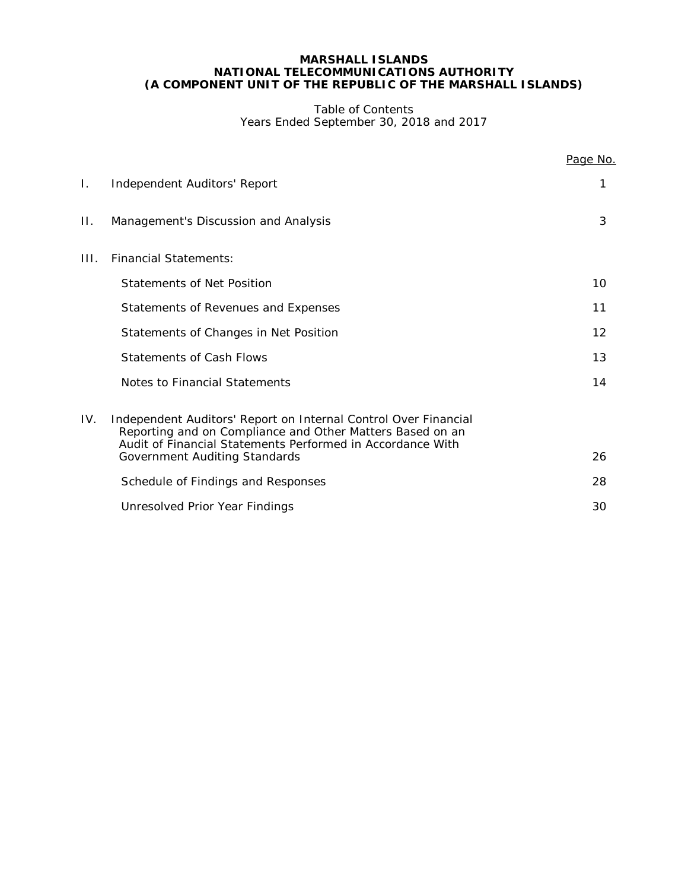**MARSHALL ISLANDS**
**NATIONAL TELECOMMUNICATIONS AUTHORITY**
**(A COMPONENT UNIT OF THE REPUBLIC OF THE MARSHALL ISLANDS)**

Table of Contents
Years Ended September 30, 2018 and 2017

| | | Page No. |
|---|---|---|
| I. | Independent Auditors' Report | 1 |
| II. | Management's Discussion and Analysis | 3 |
| III. | Financial Statements: | |
| | Statements of Net Position | 10 |
| | Statements of Revenues and Expenses | 11 |
| | Statements of Changes in Net Position | 12 |
| | Statements of Cash Flows | 13 |
| | Notes to Financial Statements | 14 |
| IV. | Independent Auditors' Report on Internal Control Over Financial Reporting and on Compliance and Other Matters Based on an Audit of Financial Statements Performed in Accordance With Government Auditing Standards | 26 |
| | Schedule of Findings and Responses | 28 |
| | Unresolved Prior Year Findings | 30 |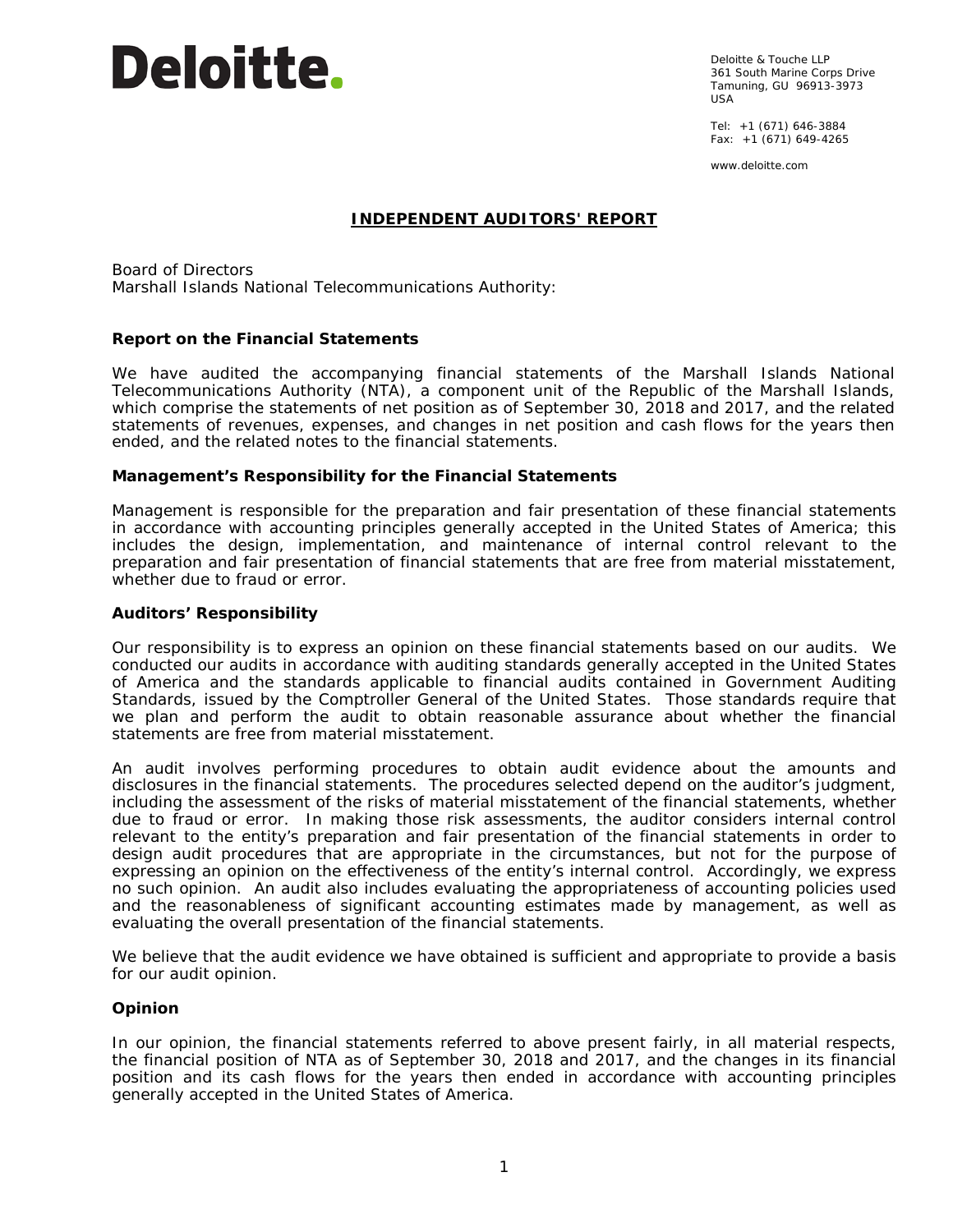Deloitte.

Deloitte & Touche LLP
361 South Marine Corps Drive
Tamuning, GU 96913-3973
USA

Tel: +1 (671) 646-3884
Fax: +1 (671) 649-4265

www.deloitte.com

## INDEPENDENT AUDITORS' REPORT

Board of Directors
Marshall Islands National Telecommunications Authority:

### Report on the Financial Statements

We have audited the accompanying financial statements of the Marshall Islands National Telecommunications Authority (NTA), a component unit of the Republic of the Marshall Islands, which comprise the statements of net position as of September 30, 2018 and 2017, and the related statements of revenues, expenses, and changes in net position and cash flows for the years then ended, and the related notes to the financial statements.

### Management's Responsibility for the Financial Statements

Management is responsible for the preparation and fair presentation of these financial statements in accordance with accounting principles generally accepted in the United States of America; this includes the design, implementation, and maintenance of internal control relevant to the preparation and fair presentation of financial statements that are free from material misstatement, whether due to fraud or error.

### Auditors' Responsibility

Our responsibility is to express an opinion on these financial statements based on our audits. We conducted our audits in accordance with auditing standards generally accepted in the United States of America and the standards applicable to financial audits contained in Government Auditing Standards, issued by the Comptroller General of the United States. Those standards require that we plan and perform the audit to obtain reasonable assurance about whether the financial statements are free from material misstatement.

An audit involves performing procedures to obtain audit evidence about the amounts and disclosures in the financial statements. The procedures selected depend on the auditor's judgment, including the assessment of the risks of material misstatement of the financial statements, whether due to fraud or error. In making those risk assessments, the auditor considers internal control relevant to the entity's preparation and fair presentation of the financial statements in order to design audit procedures that are appropriate in the circumstances, but not for the purpose of expressing an opinion on the effectiveness of the entity's internal control. Accordingly, we express no such opinion. An audit also includes evaluating the appropriateness of accounting policies used and the reasonableness of significant accounting estimates made by management, as well as evaluating the overall presentation of the financial statements.

We believe that the audit evidence we have obtained is sufficient and appropriate to provide a basis for our audit opinion.

### Opinion

In our opinion, the financial statements referred to above present fairly, in all material respects, the financial position of NTA as of September 30, 2018 and 2017, and the changes in its financial position and its cash flows for the years then ended in accordance with accounting principles generally accepted in the United States of America.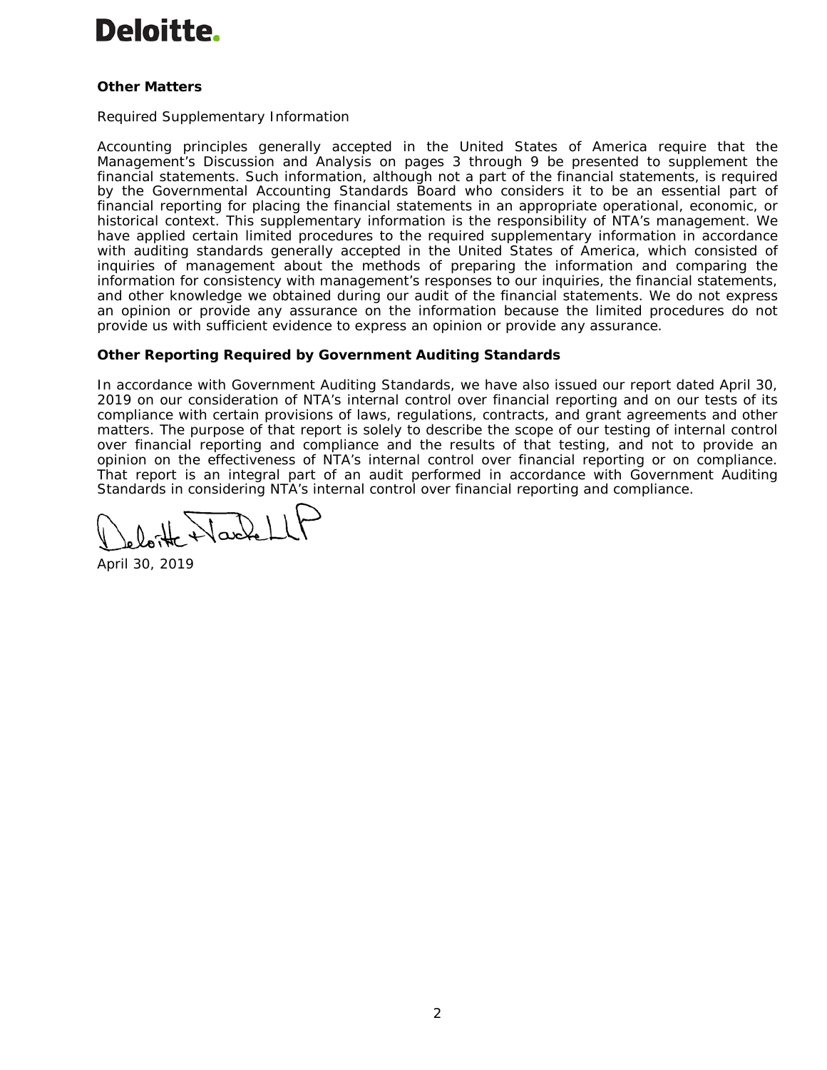**Other Matters**

Required Supplementary Information

Accounting principles generally accepted in the United States of America require that the Management's Discussion and Analysis on pages 3 through 9 be presented to supplement the financial statements. Such information, although not a part of the financial statements, is required by the Governmental Accounting Standards Board who considers it to be an essential part of financial reporting for placing the financial statements in an appropriate operational, economic, or historical context. This supplementary information is the responsibility of NTA's management. We have applied certain limited procedures to the required supplementary information in accordance with auditing standards generally accepted in the United States of America, which consisted of inquiries of management about the methods of preparing the information and comparing the information for consistency with management's responses to our inquiries, the financial statements, and other knowledge we obtained during our audit of the financial statements. We do not express an opinion or provide any assurance on the information because the limited procedures do not provide us with sufficient evidence to express an opinion or provide any assurance.

**Other Reporting Required by Government Auditing Standards**

In accordance with Government Auditing Standards, we have also issued our report dated April 30, 2019 on our consideration of NTA's internal control over financial reporting and on our tests of its compliance with certain provisions of laws, regulations, contracts, and grant agreements and other matters. The purpose of that report is solely to describe the scope of our testing of internal control over financial reporting and compliance and the results of that testing, and not to provide an opinion on the effectiveness of NTA's internal control over financial reporting or on compliance. That report is an integral part of an audit performed in accordance with Government Auditing Standards in considering NTA's internal control over financial reporting and compliance.

Deloitte & Touche LLP

April 30, 2019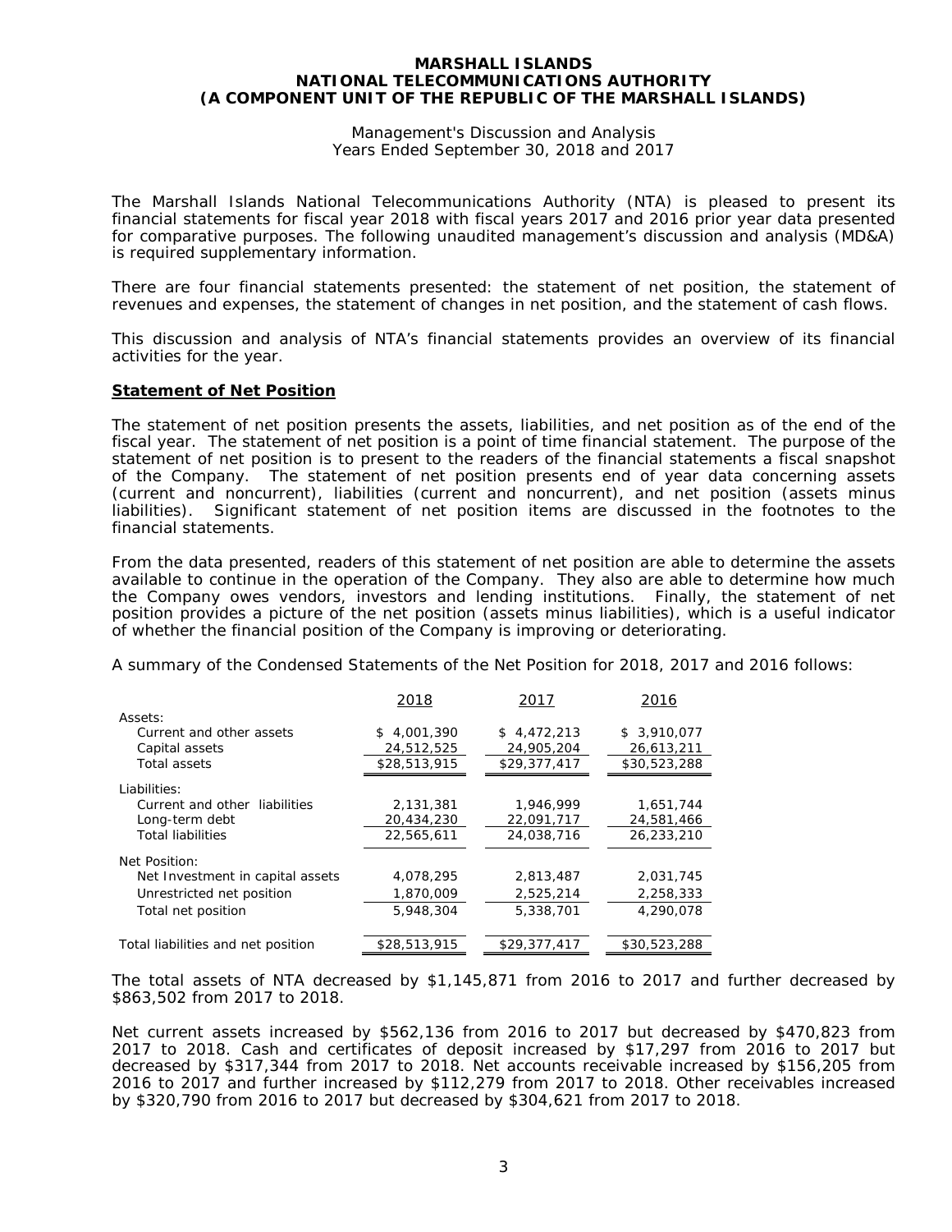**MARSHALL ISLANDS**
**NATIONAL TELECOMMUNICATIONS AUTHORITY**
**(A COMPONENT UNIT OF THE REPUBLIC OF THE MARSHALL ISLANDS)**

Management's Discussion and Analysis
Years Ended September 30, 2018 and 2017

The Marshall Islands National Telecommunications Authority (NTA) is pleased to present its financial statements for fiscal year 2018 with fiscal years 2017 and 2016 prior year data presented for comparative purposes. The following unaudited management's discussion and analysis (MD&A) is required supplementary information.

There are four financial statements presented: the statement of net position, the statement of revenues and expenses, the statement of changes in net position, and the statement of cash flows.

This discussion and analysis of NTA's financial statements provides an overview of its financial activities for the year.

## **Statement of Net Position**

The statement of net position presents the assets, liabilities, and net position as of the end of the fiscal year. The statement of net position is a point of time financial statement. The purpose of the statement of net position is to present to the readers of the financial statements a fiscal snapshot of the Company. The statement of net position presents end of year data concerning assets (current and noncurrent), liabilities (current and noncurrent), and net position (assets minus liabilities). Significant statement of net position items are discussed in the footnotes to the financial statements.

From the data presented, readers of this statement of net position are able to determine the assets available to continue in the operation of the Company. They also are able to determine how much the Company owes vendors, investors and lending institutions. Finally, the statement of net position provides a picture of the net position (assets minus liabilities), which is a useful indicator of whether the financial position of the Company is improving or deteriorating.

A summary of the Condensed Statements of the Net Position for 2018, 2017 and 2016 follows:

| | 2018 | 2017 | 2016 |
|---|---|---|---|
| Assets: | | | |
| Current and other assets | $ 4,001,390 | $ 4,472,213 | $ 3,910,077 |
| Capital assets | 24,512,525 | 24,905,204 | 26,613,211 |
| Total assets | $28,513,915 | $29,377,417 | $30,523,288 |
| Liabilities: | | | |
| Current and other liabilities | 2,131,381 | 1,946,999 | 1,651,744 |
| Long-term debt | 20,434,230 | 22,091,717 | 24,581,466 |
| Total liabilities | 22,565,611 | 24,038,716 | 26,233,210 |
| Net Position: | | | |
| Net Investment in capital assets | 4,078,295 | 2,813,487 | 2,031,745 |
| Unrestricted net position | 1,870,009 | 2,525,214 | 2,258,333 |
| Total net position | 5,948,304 | 5,338,701 | 4,290,078 |
| Total liabilities and net position | $28,513,915 | $29,377,417 | $30,523,288 |

The total assets of NTA decreased by $1,145,871 from 2016 to 2017 and further decreased by $863,502 from 2017 to 2018.

Net current assets increased by $562,136 from 2016 to 2017 but decreased by $470,823 from 2017 to 2018. Cash and certificates of deposit increased by $17,297 from 2016 to 2017 but decreased by $317,344 from 2017 to 2018. Net accounts receivable increased by $156,205 from 2016 to 2017 and further increased by $112,279 from 2017 to 2018. Other receivables increased by $320,790 from 2016 to 2017 but decreased by $304,621 from 2017 to 2018.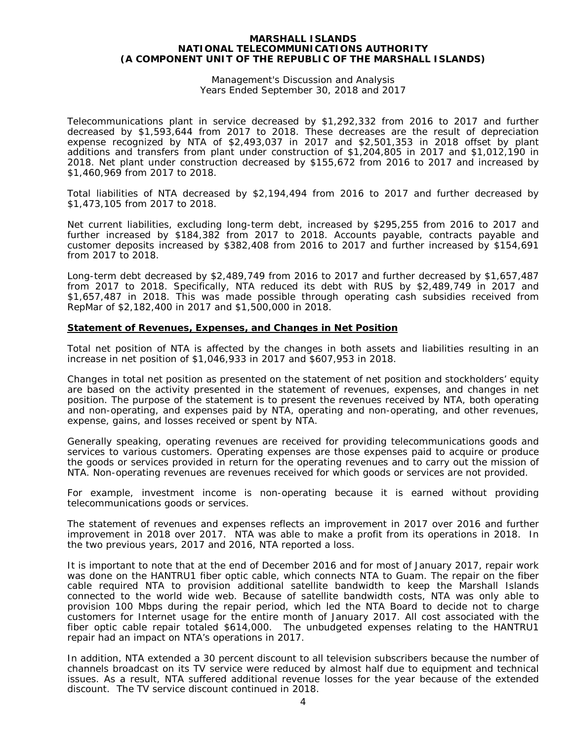Telecommunications plant in service decreased by $1,292,332 from 2016 to 2017 and further decreased by $1,593,644 from 2017 to 2018. These decreases are the result of depreciation expense recognized by NTA of $2,493,037 in 2017 and $2,501,353 in 2018 offset by plant additions and transfers from plant under construction of $1,204,805 in 2017 and $1,012,190 in 2018. Net plant under construction decreased by $155,672 from 2016 to 2017 and increased by $1,460,969 from 2017 to 2018.

Total liabilities of NTA decreased by $2,194,494 from 2016 to 2017 and further decreased by $1,473,105 from 2017 to 2018.

Net current liabilities, excluding long-term debt, increased by $295,255 from 2016 to 2017 and further increased by $184,382 from 2017 to 2018. Accounts payable, contracts payable and customer deposits increased by $382,408 from 2016 to 2017 and further increased by $154,691 from 2017 to 2018.

Long-term debt decreased by $2,489,749 from 2016 to 2017 and further decreased by $1,657,487 from 2017 to 2018. Specifically, NTA reduced its debt with RUS by $2,489,749 in 2017 and $1,657,487 in 2018. This was made possible through operating cash subsidies received from RepMar of $2,182,400 in 2017 and $1,500,000 in 2018.

## Statement of Revenues, Expenses, and Changes in Net Position

Total net position of NTA is affected by the changes in both assets and liabilities resulting in an increase in net position of $1,046,933 in 2017 and $607,953 in 2018.

Changes in total net position as presented on the statement of net position and stockholders' equity are based on the activity presented in the statement of revenues, expenses, and changes in net position. The purpose of the statement is to present the revenues received by NTA, both operating and non-operating, and expenses paid by NTA, operating and non-operating, and other revenues, expense, gains, and losses received or spent by NTA.

Generally speaking, operating revenues are received for providing telecommunications goods and services to various customers. Operating expenses are those expenses paid to acquire or produce the goods or services provided in return for the operating revenues and to carry out the mission of NTA. Non-operating revenues are revenues received for which goods or services are not provided.

For example, investment income is non-operating because it is earned without providing telecommunications goods or services.

The statement of revenues and expenses reflects an improvement in 2017 over 2016 and further improvement in 2018 over 2017. NTA was able to make a profit from its operations in 2018. In the two previous years, 2017 and 2016, NTA reported a loss.

It is important to note that at the end of December 2016 and for most of January 2017, repair work was done on the HANTRU1 fiber optic cable, which connects NTA to Guam. The repair on the fiber cable required NTA to provision additional satellite bandwidth to keep the Marshall Islands connected to the world wide web. Because of satellite bandwidth costs, NTA was only able to provision 100 Mbps during the repair period, which led the NTA Board to decide not to charge customers for Internet usage for the entire month of January 2017. All cost associated with the fiber optic cable repair totaled $614,000. The unbudgeted expenses relating to the HANTRU1 repair had an impact on NTA's operations in 2017.

In addition, NTA extended a 30 percent discount to all television subscribers because the number of channels broadcast on its TV service were reduced by almost half due to equipment and technical issues. As a result, NTA suffered additional revenue losses for the year because of the extended discount. The TV service discount continued in 2018.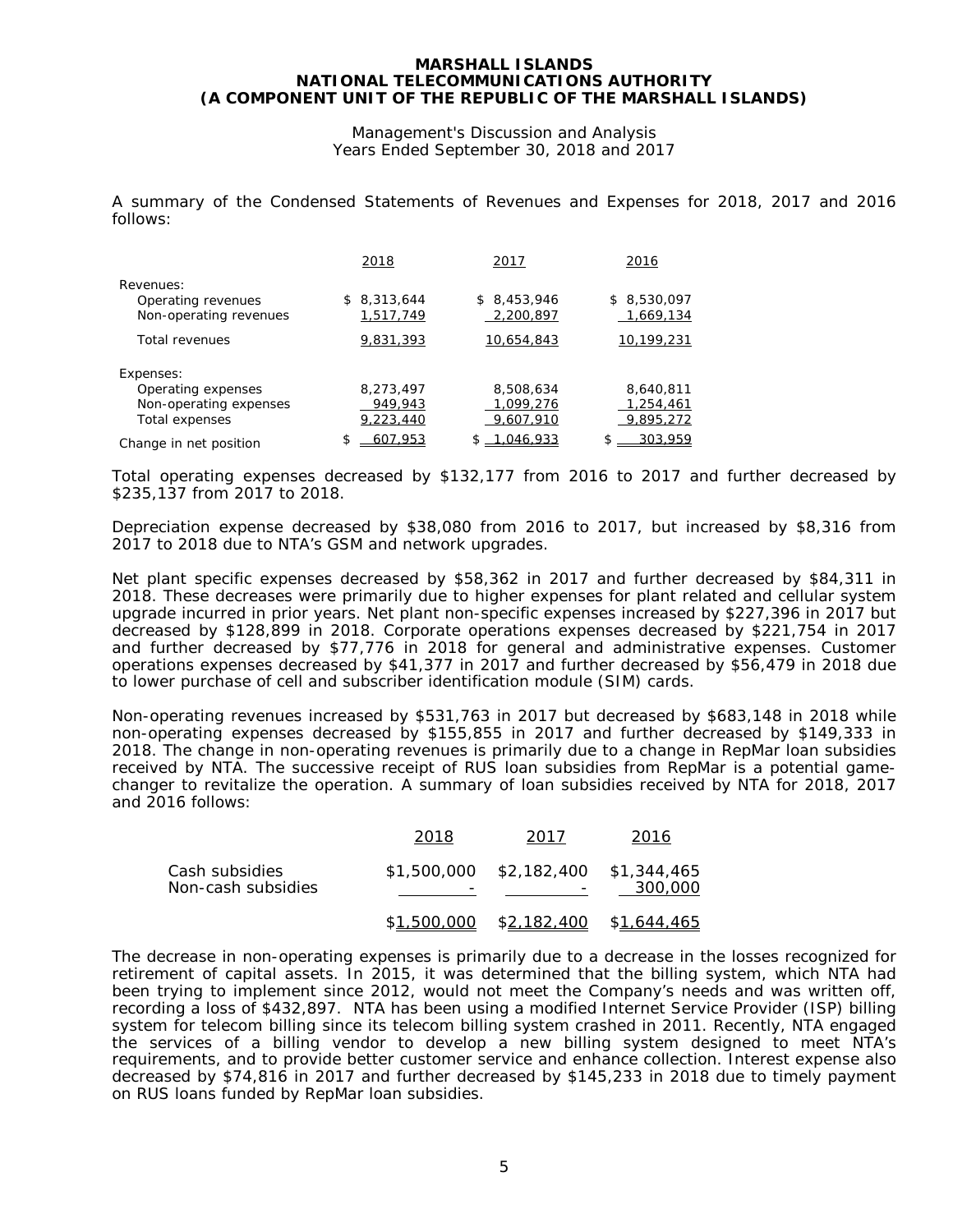**MARSHALL ISLANDS**
**NATIONAL TELECOMMUNICATIONS AUTHORITY**
**(A COMPONENT UNIT OF THE REPUBLIC OF THE MARSHALL ISLANDS)**

Management's Discussion and Analysis
Years Ended September 30, 2018 and 2017

A summary of the Condensed Statements of Revenues and Expenses for 2018, 2017 and 2016 follows:

| | 2018 | 2017 | 2016 |
|---|---|---|---|
| Revenues: | | | |
| Operating revenues | $ 8,313,644 | $ 8,453,946 | $ 8,530,097 |
| Non-operating revenues | 1,517,749 | 2,200,897 | 1,669,134 |
| Total revenues | 9,831,393 | 10,654,843 | 10,199,231 |
| Expenses: | | | |
| Operating expenses | 8,273,497 | 8,508,634 | 8,640,811 |
| Non-operating expenses | 949,943 | 1,099,276 | 1,254,461 |
| Total expenses | 9,223,440 | 9,607,910 | 9,895,272 |
| Change in net position | $ 607,953 | $ 1,046,933 | $ 303,959 |

Total operating expenses decreased by $132,177 from 2016 to 2017 and further decreased by $235,137 from 2017 to 2018.

Depreciation expense decreased by $38,080 from 2016 to 2017, but increased by $8,316 from 2017 to 2018 due to NTA's GSM and network upgrades.

Net plant specific expenses decreased by $58,362 in 2017 and further decreased by $84,311 in 2018. These decreases were primarily due to higher expenses for plant related and cellular system upgrade incurred in prior years. Net plant non-specific expenses increased by $227,396 in 2017 but decreased by $128,899 in 2018. Corporate operations expenses decreased by $221,754 in 2017 and further decreased by $77,776 in 2018 for general and administrative expenses. Customer operations expenses decreased by $41,377 in 2017 and further decreased by $56,479 in 2018 due to lower purchase of cell and subscriber identification module (SIM) cards.

Non-operating revenues increased by $531,763 in 2017 but decreased by $683,148 in 2018 while non-operating expenses decreased by $155,855 in 2017 and further decreased by $149,333 in 2018. The change in non-operating revenues is primarily due to a change in RepMar loan subsidies received by NTA. The successive receipt of RUS loan subsidies from RepMar is a potential game-changer to revitalize the operation. A summary of loan subsidies received by NTA for 2018, 2017 and 2016 follows:

| | 2018 | 2017 | 2016 |
|---|---|---|---|
| Cash subsidies | $1,500,000 | $2,182,400 | $1,344,465 |
| Non-cash subsidies | - | - | 300,000 |
| | $1,500,000 | $2,182,400 | $1,644,465 |

The decrease in non-operating expenses is primarily due to a decrease in the losses recognized for retirement of capital assets. In 2015, it was determined that the billing system, which NTA had been trying to implement since 2012, would not meet the Company's needs and was written off, recording a loss of $432,897. NTA has been using a modified Internet Service Provider (ISP) billing system for telecom billing since its telecom billing system crashed in 2011. Recently, NTA engaged the services of a billing vendor to develop a new billing system designed to meet NTA's requirements, and to provide better customer service and enhance collection. Interest expense also decreased by $74,816 in 2017 and further decreased by $145,233 in 2018 due to timely payment on RUS loans funded by RepMar loan subsidies.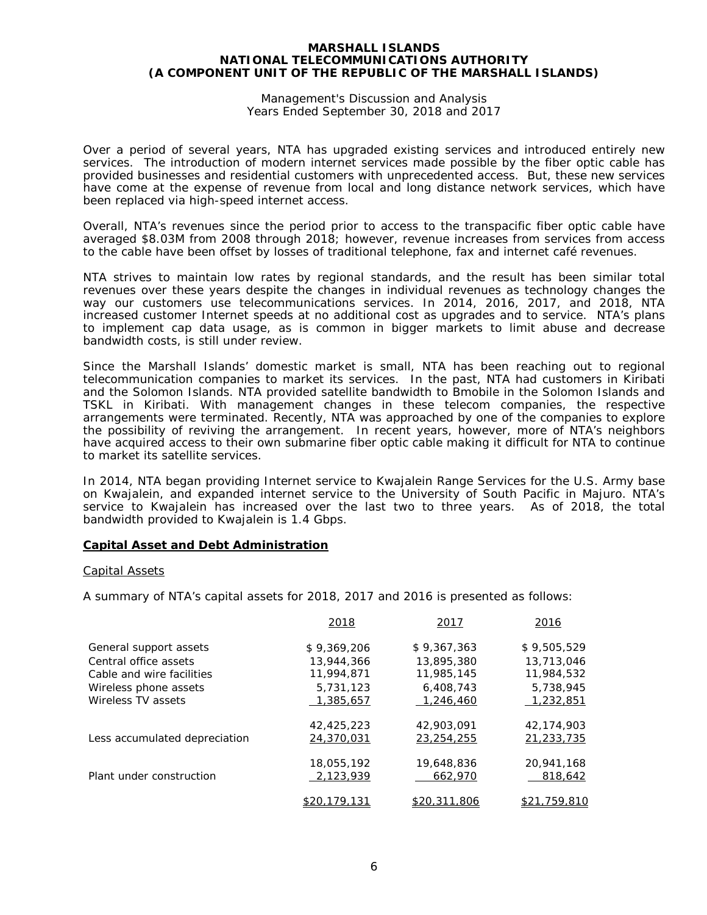Over a period of several years, NTA has upgraded existing services and introduced entirely new services. The introduction of modern internet services made possible by the fiber optic cable has provided businesses and residential customers with unprecedented access. But, these new services have come at the expense of revenue from local and long distance network services, which have been replaced via high-speed internet access.

Overall, NTA's revenues since the period prior to access to the transpacific fiber optic cable have averaged \$8.03M from 2008 through 2018; however, revenue increases from services from access to the cable have been offset by losses of traditional telephone, fax and internet café revenues.

NTA strives to maintain low rates by regional standards, and the result has been similar total revenues over these years despite the changes in individual revenues as technology changes the way our customers use telecommunications services. In 2014, 2016, 2017, and 2018, NTA increased customer Internet speeds at no additional cost as upgrades and to service. NTA's plans to implement cap data usage, as is common in bigger markets to limit abuse and decrease bandwidth costs, is still under review.

Since the Marshall Islands' domestic market is small, NTA has been reaching out to regional telecommunication companies to market its services. In the past, NTA had customers in Kiribati and the Solomon Islands. NTA provided satellite bandwidth to Bmobile in the Solomon Islands and TSKL in Kiribati. With management changes in these telecom companies, the respective arrangements were terminated. Recently, NTA was approached by one of the companies to explore the possibility of reviving the arrangement. In recent years, however, more of NTA's neighbors have acquired access to their own submarine fiber optic cable making it difficult for NTA to continue to market its satellite services.

In 2014, NTA began providing Internet service to Kwajalein Range Services for the U.S. Army base on Kwajalein, and expanded internet service to the University of South Pacific in Majuro. NTA's service to Kwajalein has increased over the last two to three years. As of 2018, the total bandwidth provided to Kwajalein is 1.4 Gbps.

## Capital Asset and Debt Administration

### Capital Assets

A summary of NTA's capital assets for 2018, 2017 and 2016 is presented as follows:

| | 2018 | 2017 | 2016 |
|---|---|---|---|
| General support assets | \$ 9,369,206 | \$ 9,367,363 | \$ 9,505,529 |
| Central office assets | 13,944,366 | 13,895,380 | 13,713,046 |
| Cable and wire facilities | 11,994,871 | 11,985,145 | 11,984,532 |
| Wireless phone assets | 5,731,123 | 6,408,743 | 5,738,945 |
| Wireless TV assets | 1,385,657 | 1,246,460 | 1,232,851 |
| | 42,425,223 | 42,903,091 | 42,174,903 |
| Less accumulated depreciation | 24,370,031 | 23,254,255 | 21,233,735 |
| | 18,055,192 | 19,648,836 | 20,941,168 |
| Plant under construction | 2,123,939 | 662,970 | 818,642 |
| | \$20,179,131 | \$20,311,806 | \$21,759,810 |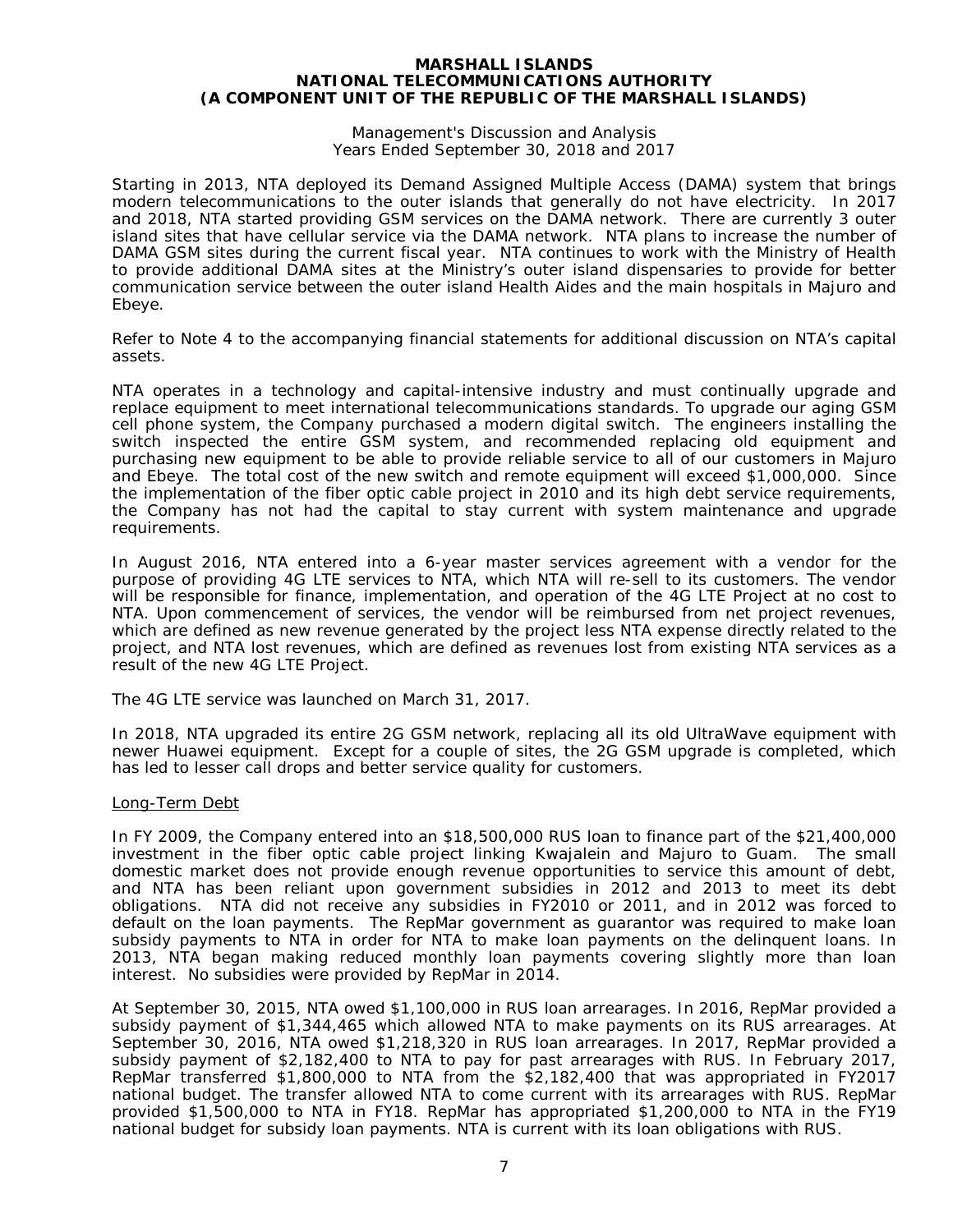Starting in 2013, NTA deployed its Demand Assigned Multiple Access (DAMA) system that brings modern telecommunications to the outer islands that generally do not have electricity. In 2017 and 2018, NTA started providing GSM services on the DAMA network. There are currently 3 outer island sites that have cellular service via the DAMA network. NTA plans to increase the number of DAMA GSM sites during the current fiscal year. NTA continues to work with the Ministry of Health to provide additional DAMA sites at the Ministry's outer island dispensaries to provide for better communication service between the outer island Health Aides and the main hospitals in Majuro and Ebeye.

Refer to Note 4 to the accompanying financial statements for additional discussion on NTA's capital assets.

NTA operates in a technology and capital-intensive industry and must continually upgrade and replace equipment to meet international telecommunications standards. To upgrade our aging GSM cell phone system, the Company purchased a modern digital switch. The engineers installing the switch inspected the entire GSM system, and recommended replacing old equipment and purchasing new equipment to be able to provide reliable service to all of our customers in Majuro and Ebeye. The total cost of the new switch and remote equipment will exceed $1,000,000. Since the implementation of the fiber optic cable project in 2010 and its high debt service requirements, the Company has not had the capital to stay current with system maintenance and upgrade requirements.

In August 2016, NTA entered into a 6-year master services agreement with a vendor for the purpose of providing 4G LTE services to NTA, which NTA will re-sell to its customers. The vendor will be responsible for finance, implementation, and operation of the 4G LTE Project at no cost to NTA. Upon commencement of services, the vendor will be reimbursed from net project revenues, which are defined as new revenue generated by the project less NTA expense directly related to the project, and NTA lost revenues, which are defined as revenues lost from existing NTA services as a result of the new 4G LTE Project.

The 4G LTE service was launched on March 31, 2017.

In 2018, NTA upgraded its entire 2G GSM network, replacing all its old UltraWave equipment with newer Huawei equipment. Except for a couple of sites, the 2G GSM upgrade is completed, which has led to lesser call drops and better service quality for customers.

### Long-Term Debt

In FY 2009, the Company entered into an $18,500,000 RUS loan to finance part of the $21,400,000 investment in the fiber optic cable project linking Kwajalein and Majuro to Guam. The small domestic market does not provide enough revenue opportunities to service this amount of debt, and NTA has been reliant upon government subsidies in 2012 and 2013 to meet its debt obligations. NTA did not receive any subsidies in FY2010 or 2011, and in 2012 was forced to default on the loan payments. The RepMar government as guarantor was required to make loan subsidy payments to NTA in order for NTA to make loan payments on the delinquent loans. In 2013, NTA began making reduced monthly loan payments covering slightly more than loan interest. No subsidies were provided by RepMar in 2014.

At September 30, 2015, NTA owed $1,100,000 in RUS loan arrearages. In 2016, RepMar provided a subsidy payment of $1,344,465 which allowed NTA to make payments on its RUS arrearages. At September 30, 2016, NTA owed $1,218,320 in RUS loan arrearages. In 2017, RepMar provided a subsidy payment of $2,182,400 to NTA to pay for past arrearages with RUS. In February 2017, RepMar transferred $1,800,000 to NTA from the $2,182,400 that was appropriated in FY2017 national budget. The transfer allowed NTA to come current with its arrearages with RUS. RepMar provided $1,500,000 to NTA in FY18. RepMar has appropriated $1,200,000 to NTA in the FY19 national budget for subsidy loan payments. NTA is current with its loan obligations with RUS.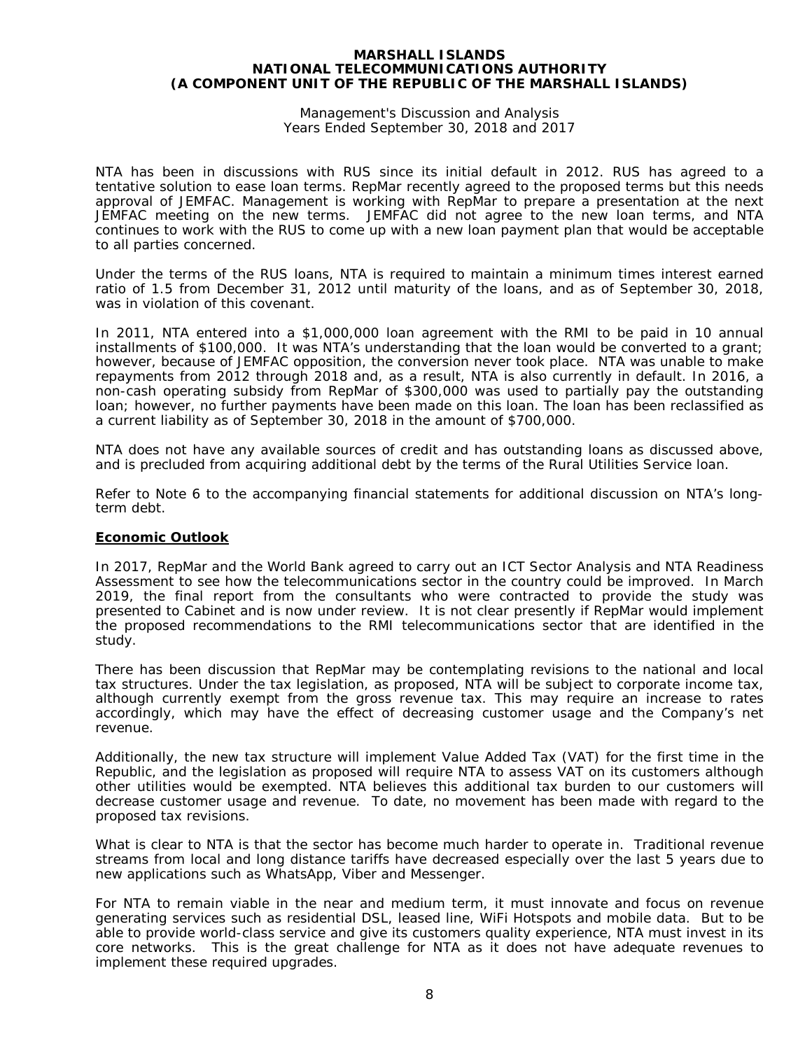NTA has been in discussions with RUS since its initial default in 2012. RUS has agreed to a tentative solution to ease loan terms. RepMar recently agreed to the proposed terms but this needs approval of JEMFAC. Management is working with RepMar to prepare a presentation at the next JEMFAC meeting on the new terms. JEMFAC did not agree to the new loan terms, and NTA continues to work with the RUS to come up with a new loan payment plan that would be acceptable to all parties concerned.

Under the terms of the RUS loans, NTA is required to maintain a minimum times interest earned ratio of 1.5 from December 31, 2012 until maturity of the loans, and as of September 30, 2018, was in violation of this covenant.

In 2011, NTA entered into a $1,000,000 loan agreement with the RMI to be paid in 10 annual installments of $100,000. It was NTA's understanding that the loan would be converted to a grant; however, because of JEMFAC opposition, the conversion never took place. NTA was unable to make repayments from 2012 through 2018 and, as a result, NTA is also currently in default. In 2016, a non-cash operating subsidy from RepMar of $300,000 was used to partially pay the outstanding loan; however, no further payments have been made on this loan. The loan has been reclassified as a current liability as of September 30, 2018 in the amount of $700,000.

NTA does not have any available sources of credit and has outstanding loans as discussed above, and is precluded from acquiring additional debt by the terms of the Rural Utilities Service loan.

Refer to Note 6 to the accompanying financial statements for additional discussion on NTA's long-term debt.

## Economic Outlook

In 2017, RepMar and the World Bank agreed to carry out an ICT Sector Analysis and NTA Readiness Assessment to see how the telecommunications sector in the country could be improved. In March 2019, the final report from the consultants who were contracted to provide the study was presented to Cabinet and is now under review. It is not clear presently if RepMar would implement the proposed recommendations to the RMI telecommunications sector that are identified in the study.

There has been discussion that RepMar may be contemplating revisions to the national and local tax structures. Under the tax legislation, as proposed, NTA will be subject to corporate income tax, although currently exempt from the gross revenue tax. This may require an increase to rates accordingly, which may have the effect of decreasing customer usage and the Company's net revenue.

Additionally, the new tax structure will implement Value Added Tax (VAT) for the first time in the Republic, and the legislation as proposed will require NTA to assess VAT on its customers although other utilities would be exempted. NTA believes this additional tax burden to our customers will decrease customer usage and revenue. To date, no movement has been made with regard to the proposed tax revisions.

What is clear to NTA is that the sector has become much harder to operate in. Traditional revenue streams from local and long distance tariffs have decreased especially over the last 5 years due to new applications such as WhatsApp, Viber and Messenger.

For NTA to remain viable in the near and medium term, it must innovate and focus on revenue generating services such as residential DSL, leased line, WiFi Hotspots and mobile data. But to be able to provide world-class service and give its customers quality experience, NTA must invest in its core networks. This is the great challenge for NTA as it does not have adequate revenues to implement these required upgrades.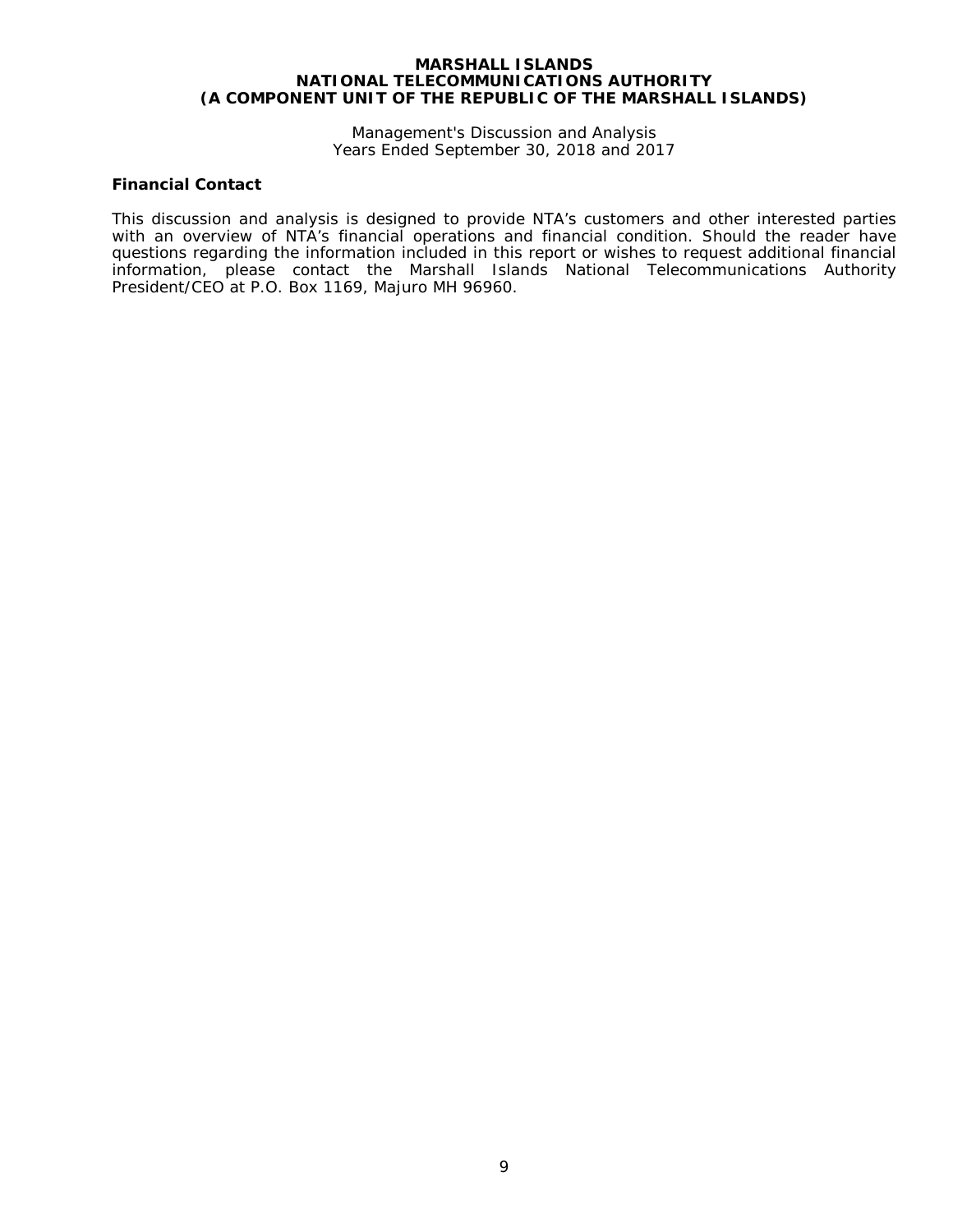## Financial Contact

This discussion and analysis is designed to provide NTA's customers and other interested parties with an overview of NTA's financial operations and financial condition. Should the reader have questions regarding the information included in this report or wishes to request additional financial information, please contact the Marshall Islands National Telecommunications Authority President/CEO at P.O. Box 1169, Majuro MH 96960.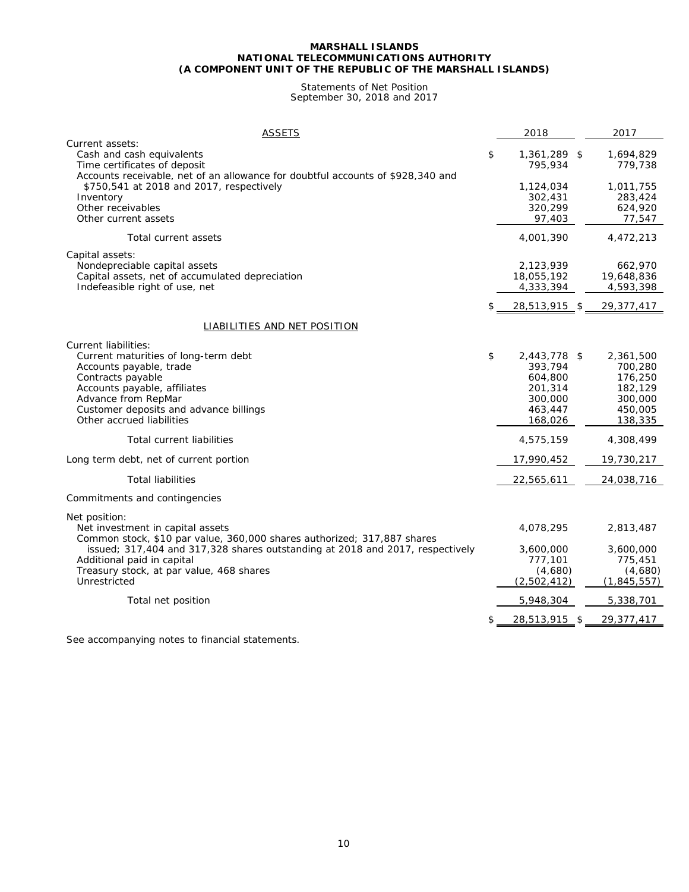**MARSHALL ISLANDS**
**NATIONAL TELECOMMUNICATIONS AUTHORITY**
**(A COMPONENT UNIT OF THE REPUBLIC OF THE MARSHALL ISLANDS)**

Statements of Net Position
September 30, 2018 and 2017

| ASSETS | 2018 | 2017 |
|---|---|---|
| Current assets: | | |
| Cash and cash equivalents | $ 1,361,289 | $ 1,694,829 |
| Time certificates of deposit | 795,934 | 779,738 |
| Accounts receivable, net of an allowance for doubtful accounts of $928,340 and $750,541 at 2018 and 2017, respectively | 1,124,034 | 1,011,755 |
| Inventory | 302,431 | 283,424 |
| Other receivables | 320,299 | 624,920 |
| Other current assets | 97,403 | 77,547 |
| Total current assets | 4,001,390 | 4,472,213 |
| Capital assets: | | |
| Nondepreciable capital assets | 2,123,939 | 662,970 |
| Capital assets, net of accumulated depreciation | 18,055,192 | 19,648,836 |
| Indefeasible right of use, net | 4,333,394 | 4,593,398 |
| | $ 28,513,915 | $ 29,377,417 |

| LIABILITIES AND NET POSITION | 2018 | 2017 |
|---|---|---|
| Current liabilities: | | |
| Current maturities of long-term debt | $ 2,443,778 | $ 2,361,500 |
| Accounts payable, trade | 393,794 | 700,280 |
| Contracts payable | 604,800 | 176,250 |
| Accounts payable, affiliates | 201,314 | 182,129 |
| Advance from RepMar | 300,000 | 300,000 |
| Customer deposits and advance billings | 463,447 | 450,005 |
| Other accrued liabilities | 168,026 | 138,335 |
| Total current liabilities | 4,575,159 | 4,308,499 |
| Long term debt, net of current portion | 17,990,452 | 19,730,217 |
| Total liabilities | 22,565,611 | 24,038,716 |
| Commitments and contingencies | | |
| Net position: | | |
| Net investment in capital assets | 4,078,295 | 2,813,487 |
| Common stock, $10 par value, 360,000 shares authorized; 317,887 shares issued; 317,404 and 317,328 shares outstanding at 2018 and 2017, respectively | 3,600,000 | 3,600,000 |
| Additional paid in capital | 777,101 | 775,451 |
| Treasury stock, at par value, 468 shares | (4,680) | (4,680) |
| Unrestricted | (2,502,412) | (1,845,557) |
| Total net position | 5,948,304 | 5,338,701 |
| | $ 28,513,915 | $ 29,377,417 |

See accompanying notes to financial statements.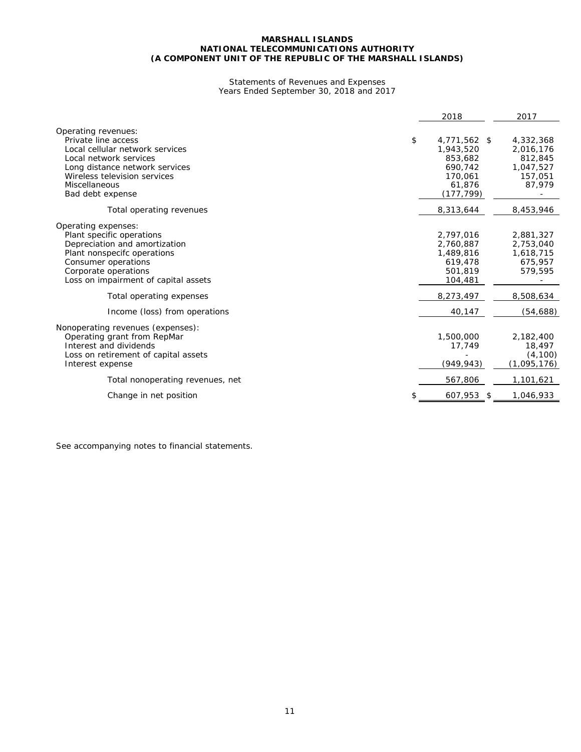**MARSHALL ISLANDS**
**NATIONAL TELECOMMUNICATIONS AUTHORITY**
**(A COMPONENT UNIT OF THE REPUBLIC OF THE MARSHALL ISLANDS)**

Statements of Revenues and Expenses
Years Ended September 30, 2018 and 2017

| | 2018 | 2017 |
|---|---|---|
| Operating revenues: | | |
| Private line access | $ 4,771,562 | $ 4,332,368 |
| Local cellular network services | 1,943,520 | 2,016,176 |
| Local network services | 853,682 | 812,845 |
| Long distance network services | 690,742 | 1,047,527 |
| Wireless television services | 170,061 | 157,051 |
| Miscellaneous | 61,876 | 87,979 |
| Bad debt expense | (177,799) | - |
| Total operating revenues | 8,313,644 | 8,453,946 |
| Operating expenses: | | |
| Plant specific operations | 2,797,016 | 2,881,327 |
| Depreciation and amortization | 2,760,887 | 2,753,040 |
| Plant nonspecifc operations | 1,489,816 | 1,618,715 |
| Consumer operations | 619,478 | 675,957 |
| Corporate operations | 501,819 | 579,595 |
| Loss on impairment of capital assets | 104,481 | - |
| Total operating expenses | 8,273,497 | 8,508,634 |
| Income (loss) from operations | 40,147 | (54,688) |
| Nonoperating revenues (expenses): | | |
| Operating grant from RepMar | 1,500,000 | 2,182,400 |
| Interest and dividends | 17,749 | 18,497 |
| Loss on retirement of capital assets | - | (4,100) |
| Interest expense | (949,943) | (1,095,176) |
| Total nonoperating revenues, net | 567,806 | 1,101,621 |
| Change in net position | $ 607,953 | $ 1,046,933 |

See accompanying notes to financial statements.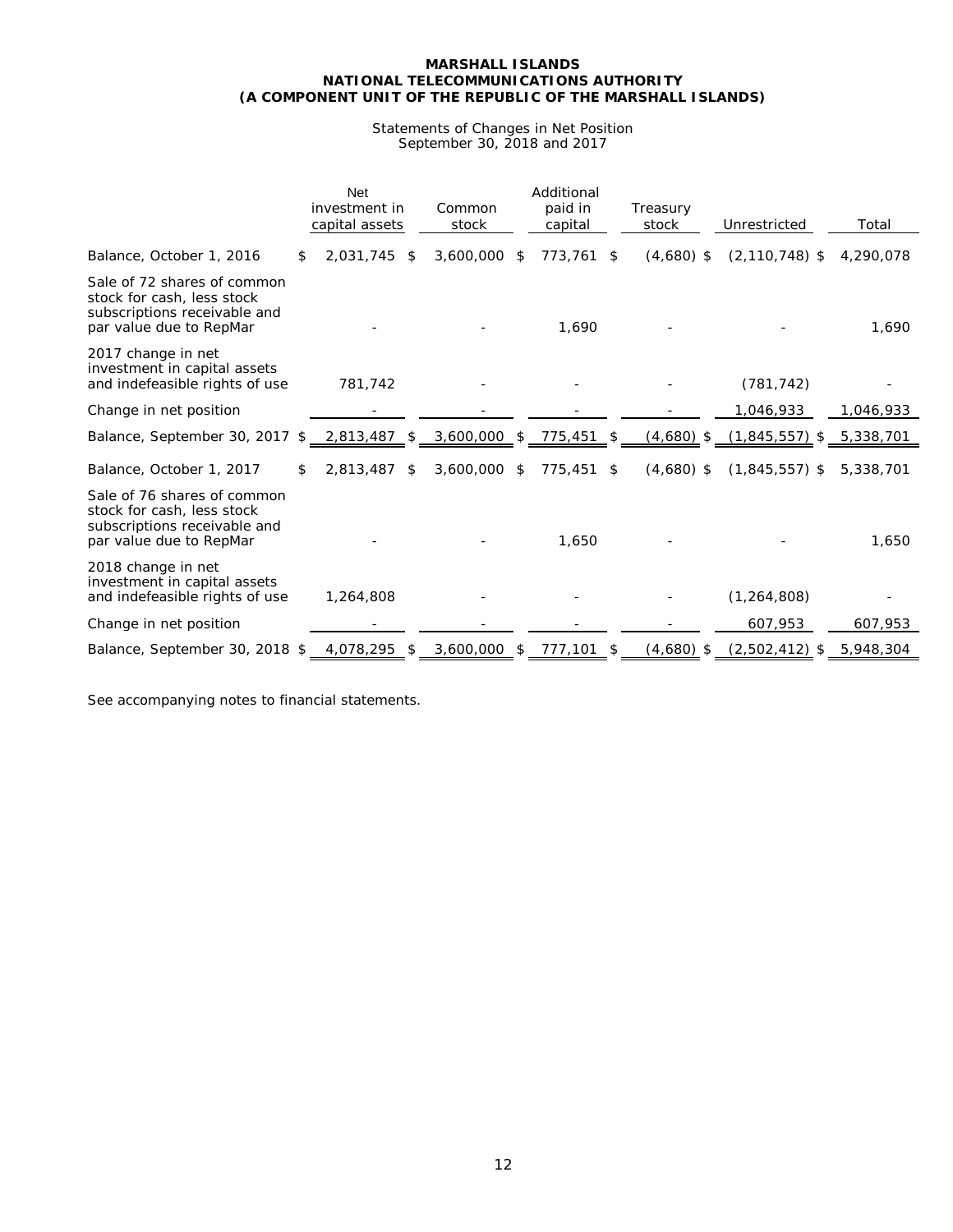**MARSHALL ISLANDS**
**NATIONAL TELECOMMUNICATIONS AUTHORITY**
**(A COMPONENT UNIT OF THE REPUBLIC OF THE MARSHALL ISLANDS)**

Statements of Changes in Net Position
September 30, 2018 and 2017

| | Net investment in capital assets | Common stock | Additional paid in capital | Treasury stock | Unrestricted | Total |
|---|---|---|---|---|---|---|
| Balance, October 1, 2016 | $ 2,031,745 | $ 3,600,000 | $ 773,761 | $ (4,680) | $ (2,110,748) | $ 4,290,078 |
| Sale of 72 shares of common stock for cash, less stock subscriptions receivable and par value due to RepMar | - | - | 1,690 | - | - | 1,690 |
| 2017 change in net investment in capital assets and indefeasible rights of use | 781,742 | - | - | - | (781,742) | - |
| Change in net position | - | - | - | - | 1,046,933 | 1,046,933 |
| Balance, September 30, 2017 | $ 2,813,487 | $ 3,600,000 | $ 775,451 | $ (4,680) | $ (1,845,557) | $ 5,338,701 |
| Balance, October 1, 2017 | $ 2,813,487 | $ 3,600,000 | $ 775,451 | $ (4,680) | $ (1,845,557) | $ 5,338,701 |
| Sale of 76 shares of common stock for cash, less stock subscriptions receivable and par value due to RepMar | - | - | 1,650 | - | - | 1,650 |
| 2018 change in net investment in capital assets and indefeasible rights of use | 1,264,808 | - | - | - | (1,264,808) | - |
| Change in net position | - | - | - | - | 607,953 | 607,953 |
| Balance, September 30, 2018 | $ 4,078,295 | $ 3,600,000 | $ 777,101 | $ (4,680) | $ (2,502,412) | $ 5,948,304 |

See accompanying notes to financial statements.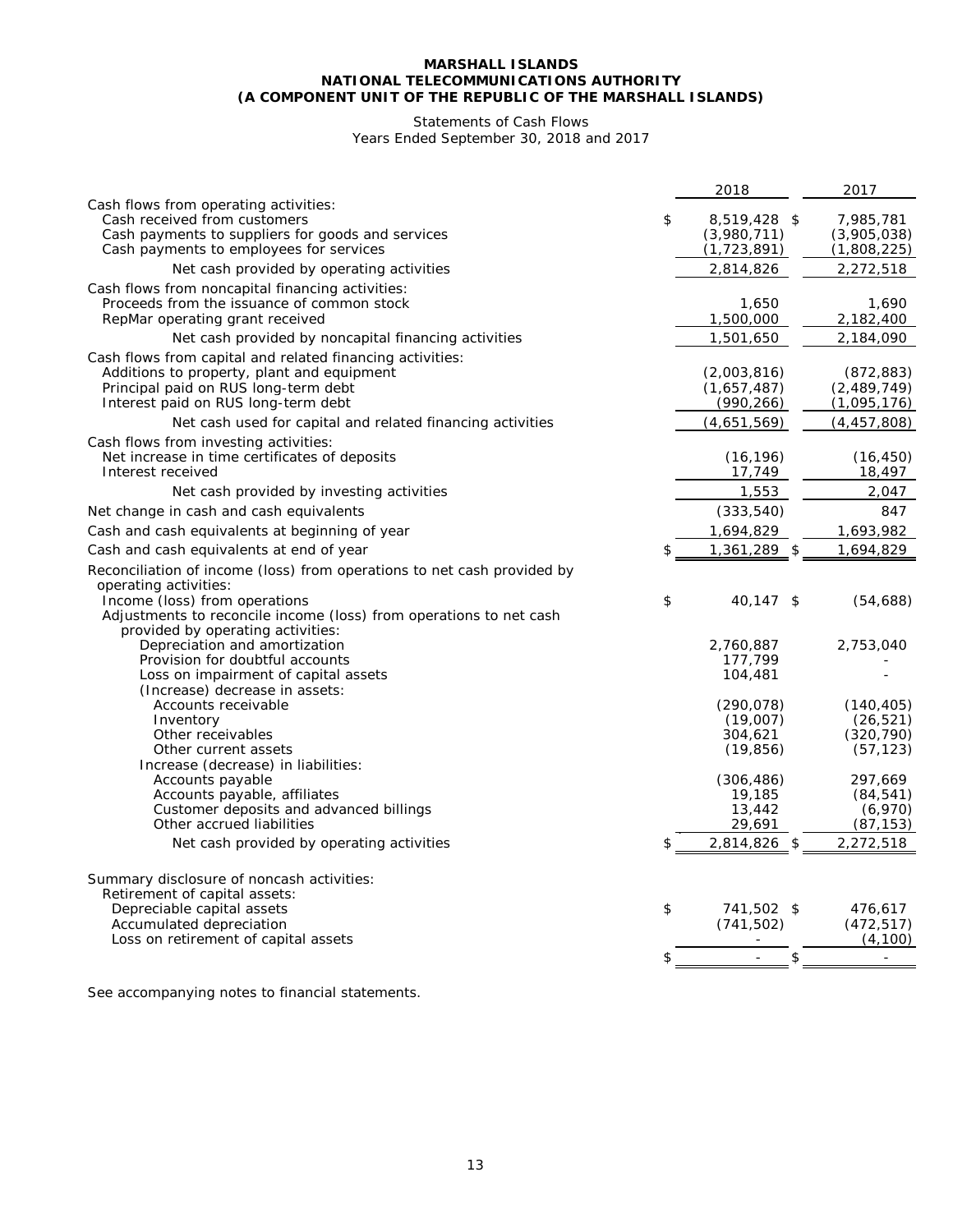**MARSHALL ISLANDS**
**NATIONAL TELECOMMUNICATIONS AUTHORITY**
**(A COMPONENT UNIT OF THE REPUBLIC OF THE MARSHALL ISLANDS)**

Statements of Cash Flows
Years Ended September 30, 2018 and 2017

| | 2018 | 2017 |
|---|---|---|
| Cash flows from operating activities: | | |
| Cash received from customers | $ 8,519,428 | $ 7,985,781 |
| Cash payments to suppliers for goods and services | (3,980,711) | (3,905,038) |
| Cash payments to employees for services | (1,723,891) | (1,808,225) |
| Net cash provided by operating activities | 2,814,826 | 2,272,518 |
| Cash flows from noncapital financing activities: | | |
| Proceeds from the issuance of common stock | 1,650 | 1,690 |
| RepMar operating grant received | 1,500,000 | 2,182,400 |
| Net cash provided by noncapital financing activities | 1,501,650 | 2,184,090 |
| Cash flows from capital and related financing activities: | | |
| Additions to property, plant and equipment | (2,003,816) | (872,883) |
| Principal paid on RUS long-term debt | (1,657,487) | (2,489,749) |
| Interest paid on RUS long-term debt | (990,266) | (1,095,176) |
| Net cash used for capital and related financing activities | (4,651,569) | (4,457,808) |
| Cash flows from investing activities: | | |
| Net increase in time certificates of deposits | (16,196) | (16,450) |
| Interest received | 17,749 | 18,497 |
| Net cash provided by investing activities | 1,553 | 2,047 |
| Net change in cash and cash equivalents | (333,540) | 847 |
| Cash and cash equivalents at beginning of year | 1,694,829 | 1,693,982 |
| Cash and cash equivalents at end of year | $ 1,361,289 | $ 1,694,829 |
| Reconciliation of income (loss) from operations to net cash provided by operating activities: | | |
| Income (loss) from operations | $ 40,147 | $ (54,688) |
| Adjustments to reconcile income (loss) from operations to net cash provided by operating activities: | | |
| Depreciation and amortization | 2,760,887 | 2,753,040 |
| Provision for doubtful accounts | 177,799 | - |
| Loss on impairment of capital assets | 104,481 | - |
| (Increase) decrease in assets: | | |
| Accounts receivable | (290,078) | (140,405) |
| Inventory | (19,007) | (26,521) |
| Other receivables | 304,621 | (320,790) |
| Other current assets | (19,856) | (57,123) |
| Increase (decrease) in liabilities: | | |
| Accounts payable | (306,486) | 297,669 |
| Accounts payable, affiliates | 19,185 | (84,541) |
| Customer deposits and advanced billings | 13,442 | (6,970) |
| Other accrued liabilities | 29,691 | (87,153) |
| Net cash provided by operating activities | $ 2,814,826 | $ 2,272,518 |
| Summary disclosure of noncash activities: | | |
| Retirement of capital assets: | | |
| Depreciable capital assets | $ 741,502 | $ 476,617 |
| Accumulated depreciation | (741,502) | (472,517) |
| Loss on retirement of capital assets | - | (4,100) |
| | $ - | $ - |

See accompanying notes to financial statements.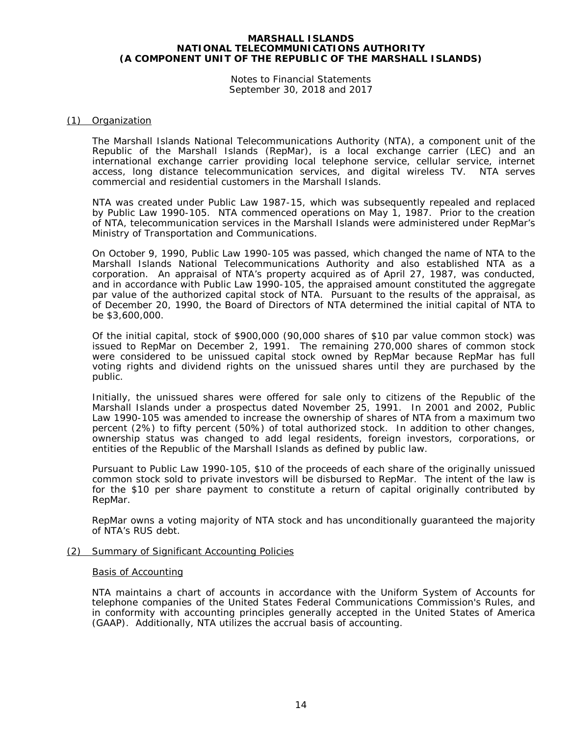# MARSHALL ISLANDS NATIONAL TELECOMMUNICATIONS AUTHORITY (A COMPONENT UNIT OF THE REPUBLIC OF THE MARSHALL ISLANDS)

Notes to Financial Statements
September 30, 2018 and 2017

## (1) Organization

The Marshall Islands National Telecommunications Authority (NTA), a component unit of the Republic of the Marshall Islands (RepMar), is a local exchange carrier (LEC) and an international exchange carrier providing local telephone service, cellular service, internet access, long distance telecommunication services, and digital wireless TV. NTA serves commercial and residential customers in the Marshall Islands.

NTA was created under Public Law 1987-15, which was subsequently repealed and replaced by Public Law 1990-105. NTA commenced operations on May 1, 1987. Prior to the creation of NTA, telecommunication services in the Marshall Islands were administered under RepMar's Ministry of Transportation and Communications.

On October 9, 1990, Public Law 1990-105 was passed, which changed the name of NTA to the Marshall Islands National Telecommunications Authority and also established NTA as a corporation. An appraisal of NTA's property acquired as of April 27, 1987, was conducted, and in accordance with Public Law 1990-105, the appraised amount constituted the aggregate par value of the authorized capital stock of NTA. Pursuant to the results of the appraisal, as of December 20, 1990, the Board of Directors of NTA determined the initial capital of NTA to be $3,600,000.

Of the initial capital, stock of $900,000 (90,000 shares of $10 par value common stock) was issued to RepMar on December 2, 1991. The remaining 270,000 shares of common stock were considered to be unissued capital stock owned by RepMar because RepMar has full voting rights and dividend rights on the unissued shares until they are purchased by the public.

Initially, the unissued shares were offered for sale only to citizens of the Republic of the Marshall Islands under a prospectus dated November 25, 1991. In 2001 and 2002, Public Law 1990-105 was amended to increase the ownership of shares of NTA from a maximum two percent (2%) to fifty percent (50%) of total authorized stock. In addition to other changes, ownership status was changed to add legal residents, foreign investors, corporations, or entities of the Republic of the Marshall Islands as defined by public law.

Pursuant to Public Law 1990-105, $10 of the proceeds of each share of the originally unissued common stock sold to private investors will be disbursed to RepMar. The intent of the law is for the $10 per share payment to constitute a return of capital originally contributed by RepMar.

RepMar owns a voting majority of NTA stock and has unconditionally guaranteed the majority of NTA's RUS debt.

## (2) Summary of Significant Accounting Policies

### Basis of Accounting

NTA maintains a chart of accounts in accordance with the Uniform System of Accounts for telephone companies of the United States Federal Communications Commission's Rules, and in conformity with accounting principles generally accepted in the United States of America (GAAP). Additionally, NTA utilizes the accrual basis of accounting.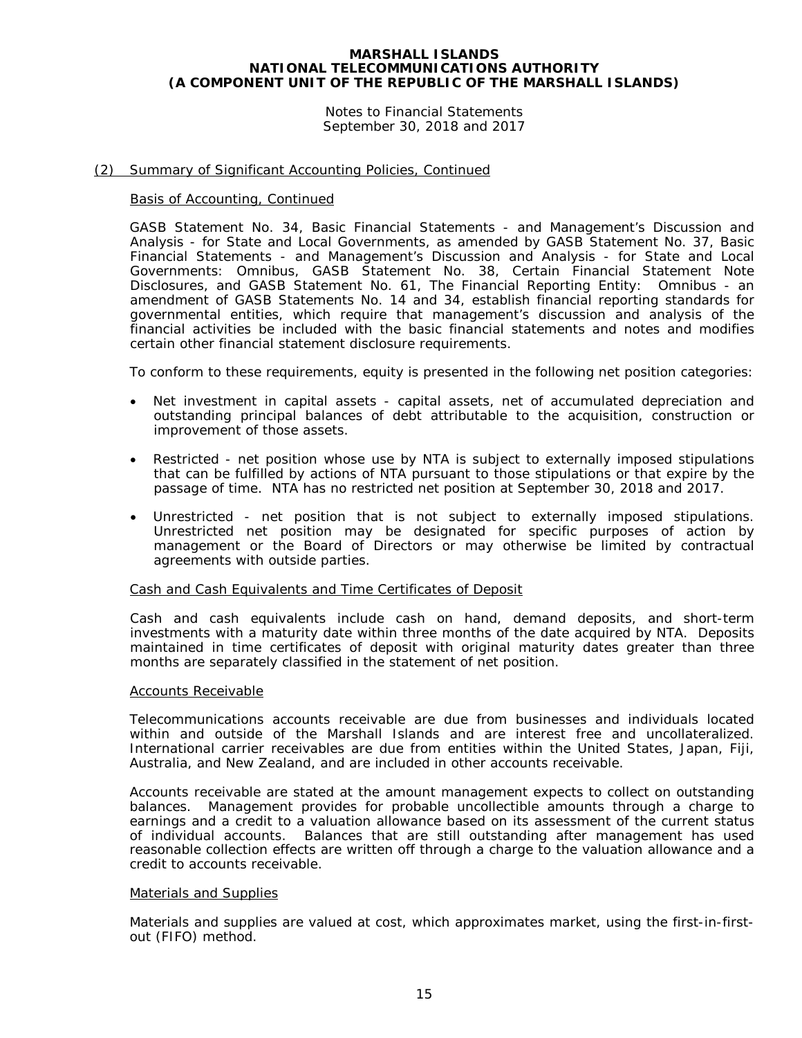# MARSHALL ISLANDS
# NATIONAL TELECOMMUNICATIONS AUTHORITY
# (A COMPONENT UNIT OF THE REPUBLIC OF THE MARSHALL ISLANDS)

Notes to Financial Statements
September 30, 2018 and 2017

## (2) Summary of Significant Accounting Policies, Continued

### Basis of Accounting, Continued

GASB Statement No. 34, Basic Financial Statements - and Management's Discussion and Analysis - for State and Local Governments, as amended by GASB Statement No. 37, Basic Financial Statements - and Management's Discussion and Analysis - for State and Local Governments: Omnibus, GASB Statement No. 38, Certain Financial Statement Note Disclosures, and GASB Statement No. 61, The Financial Reporting Entity: Omnibus - an amendment of GASB Statements No. 14 and 34, establish financial reporting standards for governmental entities, which require that management's discussion and analysis of the financial activities be included with the basic financial statements and notes and modifies certain other financial statement disclosure requirements.

To conform to these requirements, equity is presented in the following net position categories:

- Net investment in capital assets - capital assets, net of accumulated depreciation and outstanding principal balances of debt attributable to the acquisition, construction or improvement of those assets.
- Restricted - net position whose use by NTA is subject to externally imposed stipulations that can be fulfilled by actions of NTA pursuant to those stipulations or that expire by the passage of time. NTA has no restricted net position at September 30, 2018 and 2017.
- Unrestricted - net position that is not subject to externally imposed stipulations. Unrestricted net position may be designated for specific purposes of action by management or the Board of Directors or may otherwise be limited by contractual agreements with outside parties.

### Cash and Cash Equivalents and Time Certificates of Deposit

Cash and cash equivalents include cash on hand, demand deposits, and short-term investments with a maturity date within three months of the date acquired by NTA. Deposits maintained in time certificates of deposit with original maturity dates greater than three months are separately classified in the statement of net position.

### Accounts Receivable

Telecommunications accounts receivable are due from businesses and individuals located within and outside of the Marshall Islands and are interest free and uncollateralized. International carrier receivables are due from entities within the United States, Japan, Fiji, Australia, and New Zealand, and are included in other accounts receivable.

Accounts receivable are stated at the amount management expects to collect on outstanding balances. Management provides for probable uncollectible amounts through a charge to earnings and a credit to a valuation allowance based on its assessment of the current status of individual accounts. Balances that are still outstanding after management has used reasonable collection effects are written off through a charge to the valuation allowance and a credit to accounts receivable.

### Materials and Supplies

Materials and supplies are valued at cost, which approximates market, using the first-in-first-out (FIFO) method.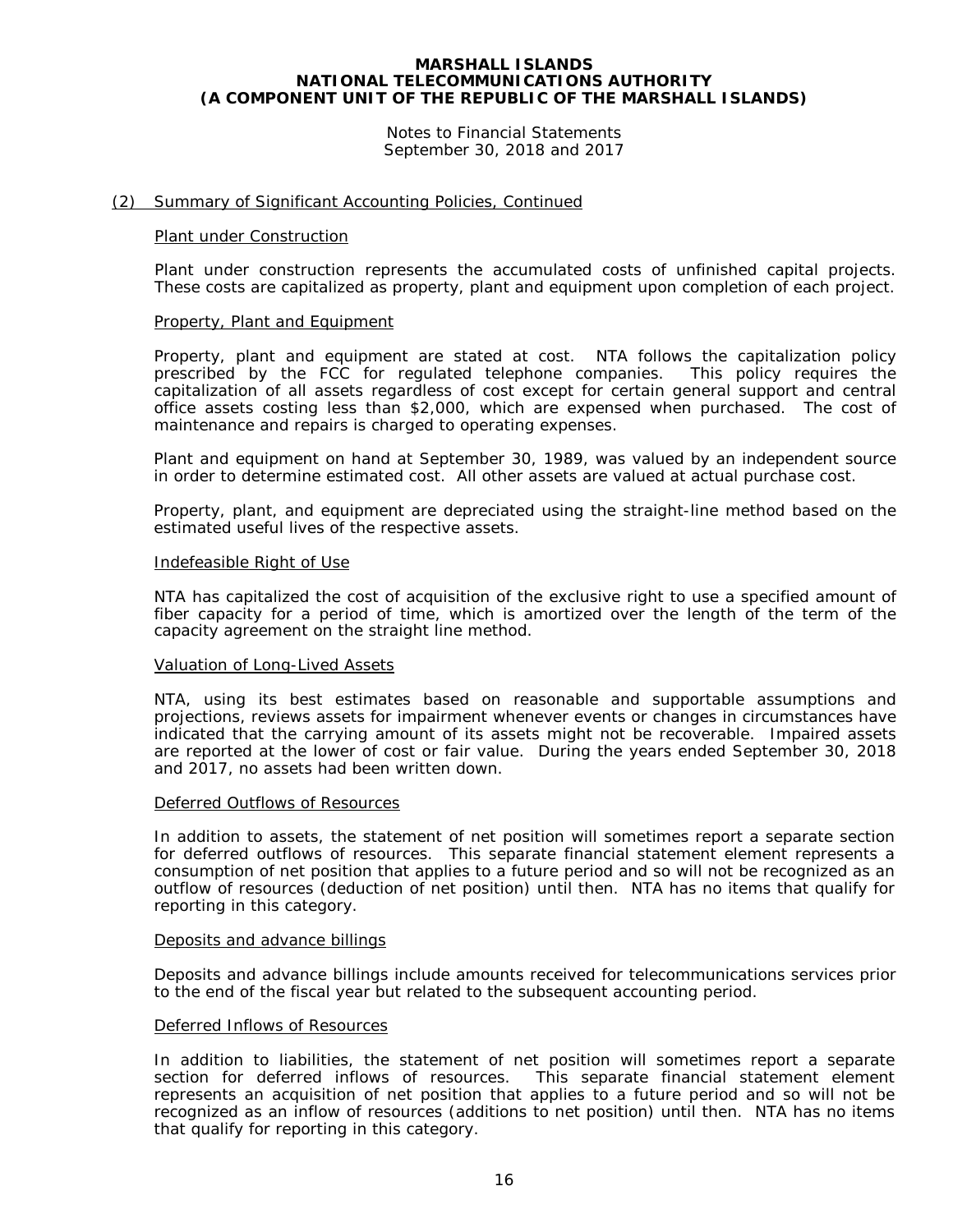# MARSHALL ISLANDS
# NATIONAL TELECOMMUNICATIONS AUTHORITY
# (A COMPONENT UNIT OF THE REPUBLIC OF THE MARSHALL ISLANDS)

Notes to Financial Statements
September 30, 2018 and 2017

## (2) Summary of Significant Accounting Policies, Continued

### Plant under Construction

Plant under construction represents the accumulated costs of unfinished capital projects. These costs are capitalized as property, plant and equipment upon completion of each project.

### Property, Plant and Equipment

Property, plant and equipment are stated at cost. NTA follows the capitalization policy prescribed by the FCC for regulated telephone companies. This policy requires the capitalization of all assets regardless of cost except for certain general support and central office assets costing less than $2,000, which are expensed when purchased. The cost of maintenance and repairs is charged to operating expenses.

Plant and equipment on hand at September 30, 1989, was valued by an independent source in order to determine estimated cost. All other assets are valued at actual purchase cost.

Property, plant, and equipment are depreciated using the straight-line method based on the estimated useful lives of the respective assets.

### Indefeasible Right of Use

NTA has capitalized the cost of acquisition of the exclusive right to use a specified amount of fiber capacity for a period of time, which is amortized over the length of the term of the capacity agreement on the straight line method.

### Valuation of Long-Lived Assets

NTA, using its best estimates based on reasonable and supportable assumptions and projections, reviews assets for impairment whenever events or changes in circumstances have indicated that the carrying amount of its assets might not be recoverable. Impaired assets are reported at the lower of cost or fair value. During the years ended September 30, 2018 and 2017, no assets had been written down.

### Deferred Outflows of Resources

In addition to assets, the statement of net position will sometimes report a separate section for deferred outflows of resources. This separate financial statement element represents a consumption of net position that applies to a future period and so will not be recognized as an outflow of resources (deduction of net position) until then. NTA has no items that qualify for reporting in this category.

### Deposits and advance billings

Deposits and advance billings include amounts received for telecommunications services prior to the end of the fiscal year but related to the subsequent accounting period.

### Deferred Inflows of Resources

In addition to liabilities, the statement of net position will sometimes report a separate section for deferred inflows of resources. This separate financial statement element represents an acquisition of net position that applies to a future period and so will not be recognized as an inflow of resources (additions to net position) until then. NTA has no items that qualify for reporting in this category.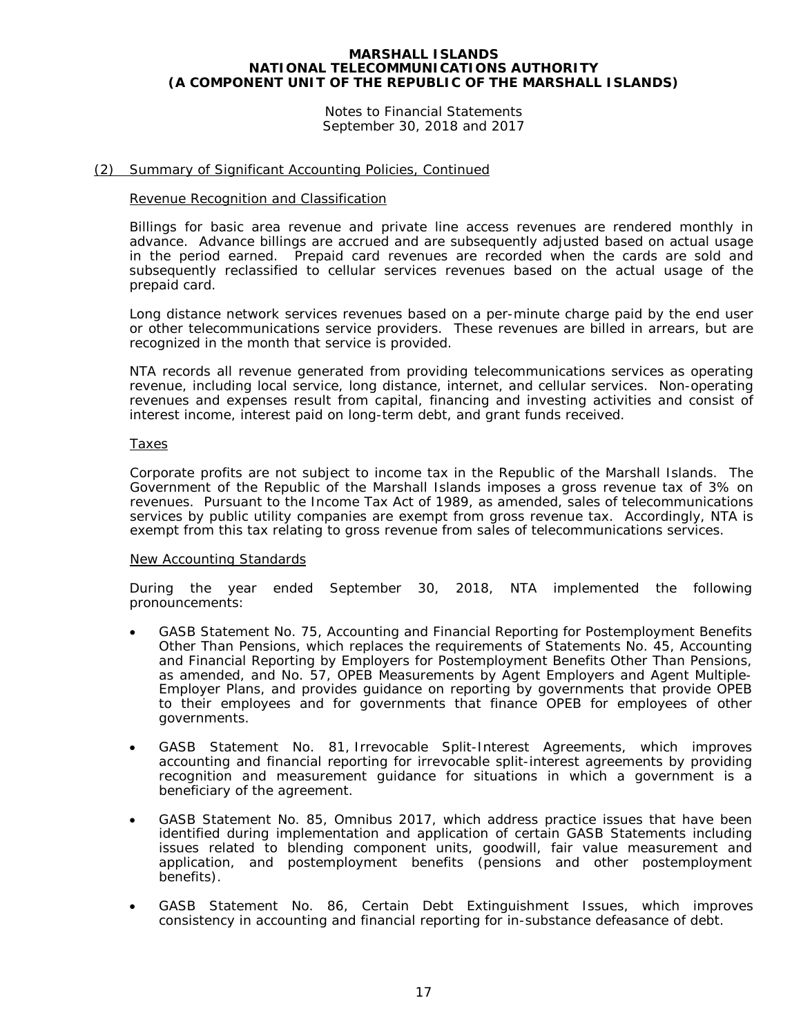## (2) Summary of Significant Accounting Policies, Continued

### Revenue Recognition and Classification

Billings for basic area revenue and private line access revenues are rendered monthly in advance. Advance billings are accrued and are subsequently adjusted based on actual usage in the period earned. Prepaid card revenues are recorded when the cards are sold and subsequently reclassified to cellular services revenues based on the actual usage of the prepaid card.

Long distance network services revenues based on a per-minute charge paid by the end user or other telecommunications service providers. These revenues are billed in arrears, but are recognized in the month that service is provided.

NTA records all revenue generated from providing telecommunications services as operating revenue, including local service, long distance, internet, and cellular services. Non-operating revenues and expenses result from capital, financing and investing activities and consist of interest income, interest paid on long-term debt, and grant funds received.

### Taxes

Corporate profits are not subject to income tax in the Republic of the Marshall Islands. The Government of the Republic of the Marshall Islands imposes a gross revenue tax of 3% on revenues. Pursuant to the Income Tax Act of 1989, as amended, sales of telecommunications services by public utility companies are exempt from gross revenue tax. Accordingly, NTA is exempt from this tax relating to gross revenue from sales of telecommunications services.

### New Accounting Standards

During the year ended September 30, 2018, NTA implemented the following pronouncements:

- GASB Statement No. 75, Accounting and Financial Reporting for Postemployment Benefits Other Than Pensions, which replaces the requirements of Statements No. 45, Accounting and Financial Reporting by Employers for Postemployment Benefits Other Than Pensions, as amended, and No. 57, OPEB Measurements by Agent Employers and Agent Multiple-Employer Plans, and provides guidance on reporting by governments that provide OPEB to their employees and for governments that finance OPEB for employees of other governments.

- GASB Statement No. 81, Irrevocable Split-Interest Agreements, which improves accounting and financial reporting for irrevocable split-interest agreements by providing recognition and measurement guidance for situations in which a government is a beneficiary of the agreement.

- GASB Statement No. 85, Omnibus 2017, which address practice issues that have been identified during implementation and application of certain GASB Statements including issues related to blending component units, goodwill, fair value measurement and application, and postemployment benefits (pensions and other postemployment benefits).

- GASB Statement No. 86, Certain Debt Extinguishment Issues, which improves consistency in accounting and financial reporting for in-substance defeasance of debt.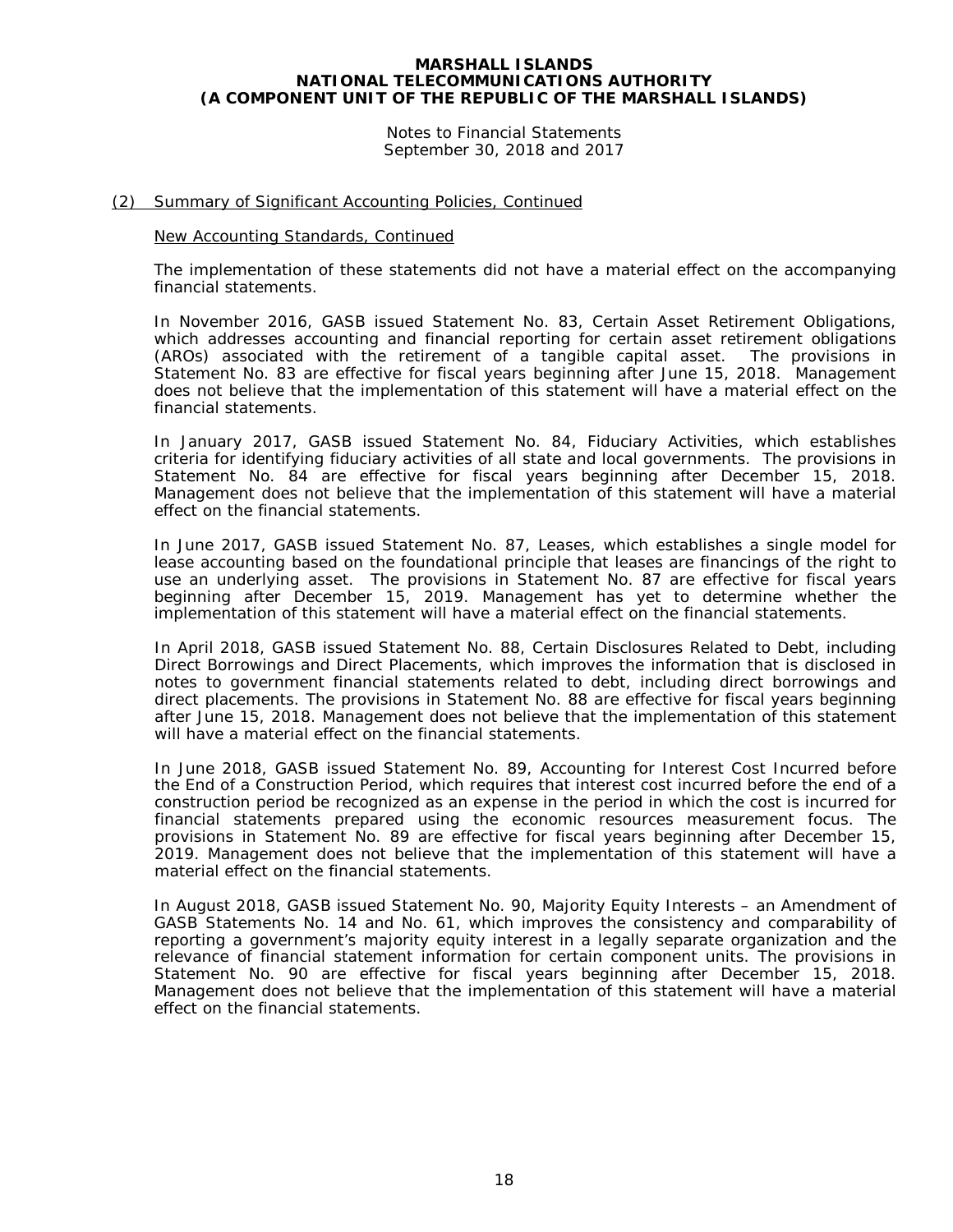## (2) Summary of Significant Accounting Policies, Continued

### New Accounting Standards, Continued

The implementation of these statements did not have a material effect on the accompanying financial statements.

In November 2016, GASB issued Statement No. 83, Certain Asset Retirement Obligations, which addresses accounting and financial reporting for certain asset retirement obligations (AROs) associated with the retirement of a tangible capital asset. The provisions in Statement No. 83 are effective for fiscal years beginning after June 15, 2018. Management does not believe that the implementation of this statement will have a material effect on the financial statements.

In January 2017, GASB issued Statement No. 84, Fiduciary Activities, which establishes criteria for identifying fiduciary activities of all state and local governments. The provisions in Statement No. 84 are effective for fiscal years beginning after December 15, 2018. Management does not believe that the implementation of this statement will have a material effect on the financial statements.

In June 2017, GASB issued Statement No. 87, Leases, which establishes a single model for lease accounting based on the foundational principle that leases are financings of the right to use an underlying asset. The provisions in Statement No. 87 are effective for fiscal years beginning after December 15, 2019. Management has yet to determine whether the implementation of this statement will have a material effect on the financial statements.

In April 2018, GASB issued Statement No. 88, Certain Disclosures Related to Debt, including Direct Borrowings and Direct Placements, which improves the information that is disclosed in notes to government financial statements related to debt, including direct borrowings and direct placements. The provisions in Statement No. 88 are effective for fiscal years beginning after June 15, 2018. Management does not believe that the implementation of this statement will have a material effect on the financial statements.

In June 2018, GASB issued Statement No. 89, Accounting for Interest Cost Incurred before the End of a Construction Period, which requires that interest cost incurred before the end of a construction period be recognized as an expense in the period in which the cost is incurred for financial statements prepared using the economic resources measurement focus. The provisions in Statement No. 89 are effective for fiscal years beginning after December 15, 2019. Management does not believe that the implementation of this statement will have a material effect on the financial statements.

In August 2018, GASB issued Statement No. 90, Majority Equity Interests – an Amendment of GASB Statements No. 14 and No. 61, which improves the consistency and comparability of reporting a government's majority equity interest in a legally separate organization and the relevance of financial statement information for certain component units. The provisions in Statement No. 90 are effective for fiscal years beginning after December 15, 2018. Management does not believe that the implementation of this statement will have a material effect on the financial statements.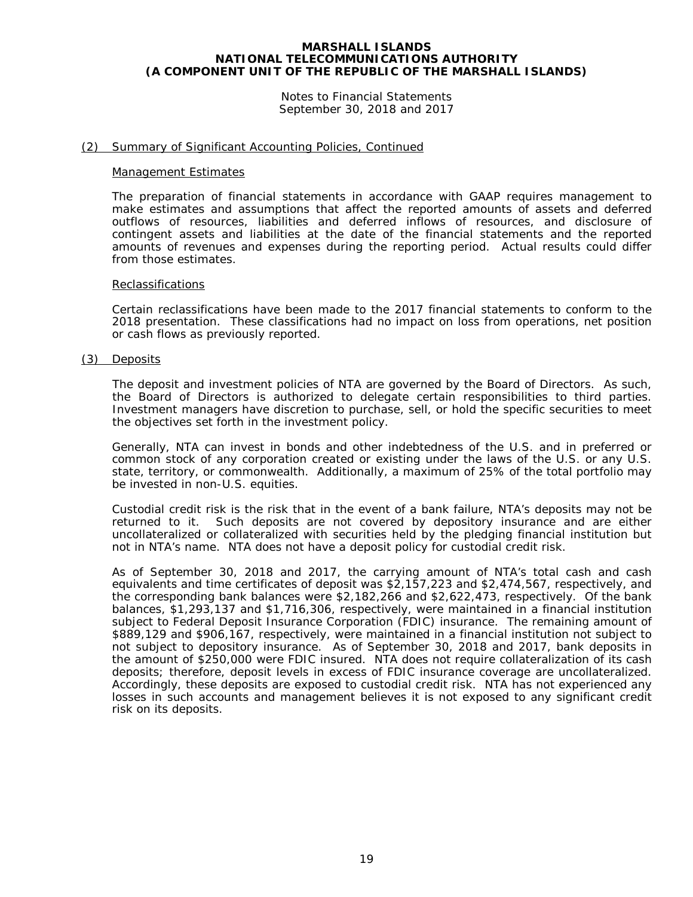# MARSHALL ISLANDS
# NATIONAL TELECOMMUNICATIONS AUTHORITY
# (A COMPONENT UNIT OF THE REPUBLIC OF THE MARSHALL ISLANDS)

Notes to Financial Statements
September 30, 2018 and 2017

## (2) Summary of Significant Accounting Policies, Continued

### Management Estimates

The preparation of financial statements in accordance with GAAP requires management to make estimates and assumptions that affect the reported amounts of assets and deferred outflows of resources, liabilities and deferred inflows of resources, and disclosure of contingent assets and liabilities at the date of the financial statements and the reported amounts of revenues and expenses during the reporting period. Actual results could differ from those estimates.

### Reclassifications

Certain reclassifications have been made to the 2017 financial statements to conform to the 2018 presentation. These classifications had no impact on loss from operations, net position or cash flows as previously reported.

## (3) Deposits

The deposit and investment policies of NTA are governed by the Board of Directors. As such, the Board of Directors is authorized to delegate certain responsibilities to third parties. Investment managers have discretion to purchase, sell, or hold the specific securities to meet the objectives set forth in the investment policy.

Generally, NTA can invest in bonds and other indebtedness of the U.S. and in preferred or common stock of any corporation created or existing under the laws of the U.S. or any U.S. state, territory, or commonwealth. Additionally, a maximum of 25% of the total portfolio may be invested in non-U.S. equities.

Custodial credit risk is the risk that in the event of a bank failure, NTA's deposits may not be returned to it. Such deposits are not covered by depository insurance and are either uncollateralized or collateralized with securities held by the pledging financial institution but not in NTA's name. NTA does not have a deposit policy for custodial credit risk.

As of September 30, 2018 and 2017, the carrying amount of NTA's total cash and cash equivalents and time certificates of deposit was $2,157,223 and $2,474,567, respectively, and the corresponding bank balances were $2,182,266 and $2,622,473, respectively. Of the bank balances, $1,293,137 and $1,716,306, respectively, were maintained in a financial institution subject to Federal Deposit Insurance Corporation (FDIC) insurance. The remaining amount of $889,129 and $906,167, respectively, were maintained in a financial institution not subject to not subject to depository insurance. As of September 30, 2018 and 2017, bank deposits in the amount of $250,000 were FDIC insured. NTA does not require collateralization of its cash deposits; therefore, deposit levels in excess of FDIC insurance coverage are uncollateralized. Accordingly, these deposits are exposed to custodial credit risk. NTA has not experienced any losses in such accounts and management believes it is not exposed to any significant credit risk on its deposits.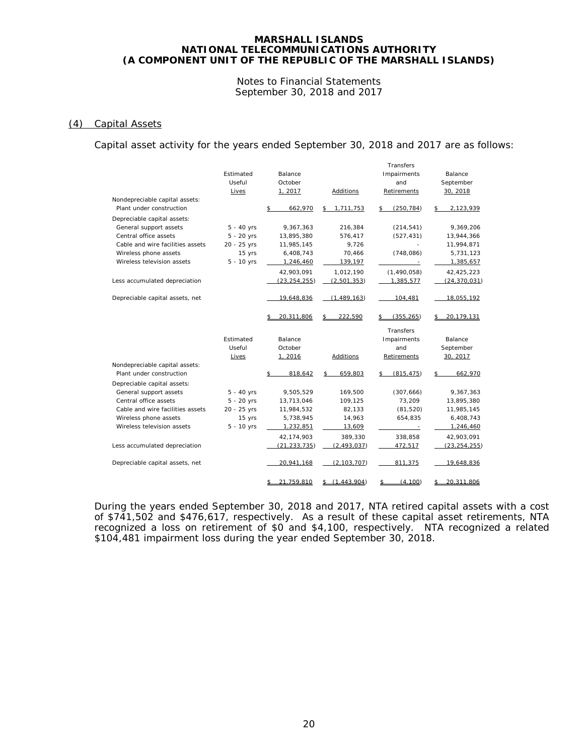## (4) Capital Assets

Capital asset activity for the years ended September 30, 2018 and 2017 are as follows:

| | Estimated Useful Lives | Balance October 1, 2017 | Additions | Transfers Impairments and Retirements | Balance September 30, 2018 |
|---|---|---|---|---|---|
| Nondepreciable capital assets: | | | | | |
| Plant under construction | | $ 662,970 | $ 1,711,753 | $ (250,784) | $ 2,123,939 |
| Depreciable capital assets: | | | | | |
| General support assets | 5 - 40 yrs | 9,367,363 | 216,384 | (214,541) | 9,369,206 |
| Central office assets | 5 - 20 yrs | 13,895,380 | 576,417 | (527,431) | 13,944,366 |
| Cable and wire facilities assets | 20 - 25 yrs | 11,985,145 | 9,726 | - | 11,994,871 |
| Wireless phone assets | 15 yrs | 6,408,743 | 70,466 | (748,086) | 5,731,123 |
| Wireless television assets | 5 - 10 yrs | 1,246,460 | 139,197 | - | 1,385,657 |
| | | 42,903,091 | 1,012,190 | (1,490,058) | 42,425,223 |
| Less accumulated depreciation | | (23,254,255) | (2,501,353) | 1,385,577 | (24,370,031) |
| Depreciable capital assets, net | | 19,648,836 | (1,489,163) | 104,481 | 18,055,192 |
| | | $ 20,311,806 | $ 222,590 | $ (355,265) | $ 20,179,131 |

| | Estimated Useful Lives | Balance October 1, 2016 | Additions | Transfers Impairments and Retirements | Balance September 30, 2017 |
|---|---|---|---|---|---|
| Nondepreciable capital assets: | | | | | |
| Plant under construction | | $ 818,642 | $ 659,803 | $ (815,475) | $ 662,970 |
| Depreciable capital assets: | | | | | |
| General support assets | 5 - 40 yrs | 9,505,529 | 169,500 | (307,666) | 9,367,363 |
| Central office assets | 5 - 20 yrs | 13,713,046 | 109,125 | 73,209 | 13,895,380 |
| Cable and wire facilities assets | 20 - 25 yrs | 11,984,532 | 82,133 | (81,520) | 11,985,145 |
| Wireless phone assets | 15 yrs | 5,738,945 | 14,963 | 654,835 | 6,408,743 |
| Wireless television assets | 5 - 10 yrs | 1,232,851 | 13,609 | - | 1,246,460 |
| | | 42,174,903 | 389,330 | 338,858 | 42,903,091 |
| Less accumulated depreciation | | (21,233,735) | (2,493,037) | 472,517 | (23,254,255) |
| Depreciable capital assets, net | | 20,941,168 | (2,103,707) | 811,375 | 19,648,836 |
| | | $ 21,759,810 | $ (1,443,904) | $ (4,100) | $ 20,311,806 |

During the years ended September 30, 2018 and 2017, NTA retired capital assets with a cost of $741,502 and $476,617, respectively. As a result of these capital asset retirements, NTA recognized a loss on retirement of $0 and $4,100, respectively. NTA recognized a related $104,481 impairment loss during the year ended September 30, 2018.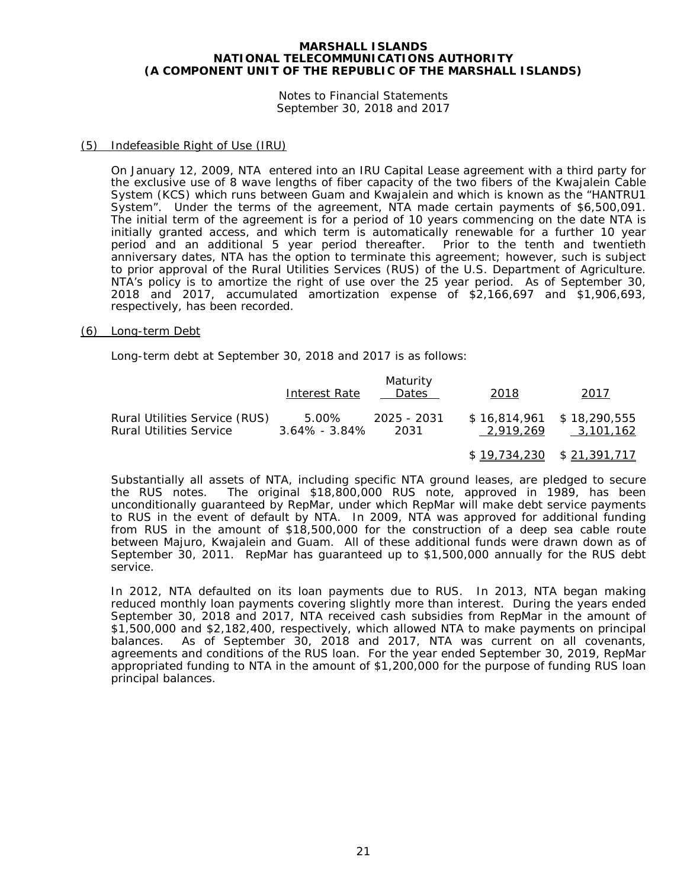## (5) Indefeasible Right of Use (IRU)

On January 12, 2009, NTA entered into an IRU Capital Lease agreement with a third party for the exclusive use of 8 wave lengths of fiber capacity of the two fibers of the Kwajalein Cable System (KCS) which runs between Guam and Kwajalein and which is known as the "HANTRU1 System". Under the terms of the agreement, NTA made certain payments of $6,500,091. The initial term of the agreement is for a period of 10 years commencing on the date NTA is initially granted access, and which term is automatically renewable for a further 10 year period and an additional 5 year period thereafter. Prior to the tenth and twentieth anniversary dates, NTA has the option to terminate this agreement; however, such is subject to prior approval of the Rural Utilities Services (RUS) of the U.S. Department of Agriculture. NTA's policy is to amortize the right of use over the 25 year period. As of September 30, 2018 and 2017, accumulated amortization expense of $2,166,697 and $1,906,693, respectively, has been recorded.

## (6) Long-term Debt

Long-term debt at September 30, 2018 and 2017 is as follows:

| | Interest Rate | Maturity Dates | 2018 | 2017 |
|---|---|---|---|---|
| Rural Utilities Service (RUS) | 5.00% | 2025 - 2031 | $ 16,814,961 | $ 18,290,555 |
| Rural Utilities Service | 3.64% - 3.84% | 2031 | 2,919,269 | 3,101,162 |
| | | | $ 19,734,230 | $ 21,391,717 |

Substantially all assets of NTA, including specific NTA ground leases, are pledged to secure the RUS notes. The original $18,800,000 RUS note, approved in 1989, has been unconditionally guaranteed by RepMar, under which RepMar will make debt service payments to RUS in the event of default by NTA. In 2009, NTA was approved for additional funding from RUS in the amount of $18,500,000 for the construction of a deep sea cable route between Majuro, Kwajalein and Guam. All of these additional funds were drawn down as of September 30, 2011. RepMar has guaranteed up to $1,500,000 annually for the RUS debt service.

In 2012, NTA defaulted on its loan payments due to RUS. In 2013, NTA began making reduced monthly loan payments covering slightly more than interest. During the years ended September 30, 2018 and 2017, NTA received cash subsidies from RepMar in the amount of $1,500,000 and $2,182,400, respectively, which allowed NTA to make payments on principal balances. As of September 30, 2018 and 2017, NTA was current on all covenants, agreements and conditions of the RUS loan. For the year ended September 30, 2019, RepMar appropriated funding to NTA in the amount of $1,200,000 for the purpose of funding RUS loan principal balances.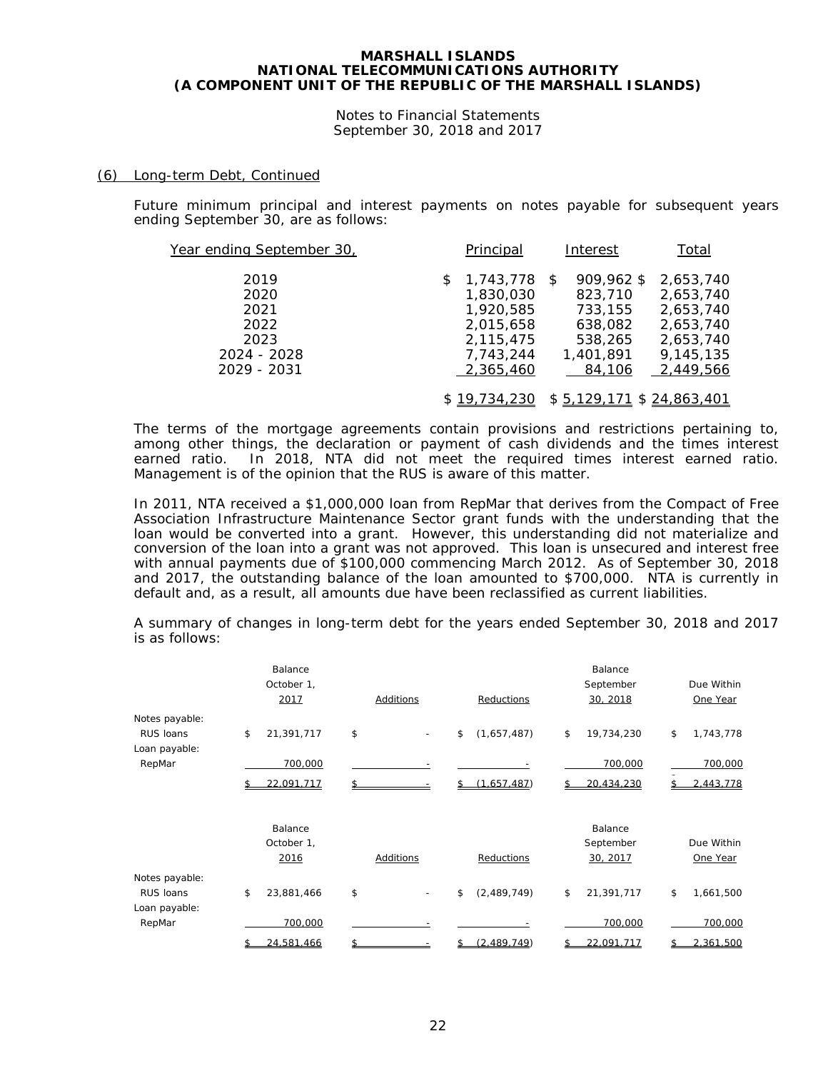(6) Long-term Debt, Continued

Future minimum principal and interest payments on notes payable for subsequent years ending September 30, are as follows:

| Year ending September 30, | Principal | Interest | Total |
|---|---|---|---|
| 2019 | $ 1,743,778 | $ 909,962 | $ 2,653,740 |
| 2020 | 1,830,030 | 823,710 | 2,653,740 |
| 2021 | 1,920,585 | 733,155 | 2,653,740 |
| 2022 | 2,015,658 | 638,082 | 2,653,740 |
| 2023 | 2,115,475 | 538,265 | 2,653,740 |
| 2024 - 2028 | 7,743,244 | 1,401,891 | 9,145,135 |
| 2029 - 2031 | 2,365,460 | 84,106 | 2,449,566 |
| | $ 19,734,230 | $ 5,129,171 | $ 24,863,401 |

The terms of the mortgage agreements contain provisions and restrictions pertaining to, among other things, the declaration or payment of cash dividends and the times interest earned ratio. In 2018, NTA did not meet the required times interest earned ratio. Management is of the opinion that the RUS is aware of this matter.

In 2011, NTA received a $1,000,000 loan from RepMar that derives from the Compact of Free Association Infrastructure Maintenance Sector grant funds with the understanding that the loan would be converted into a grant. However, this understanding did not materialize and conversion of the loan into a grant was not approved. This loan is unsecured and interest free with annual payments due of $100,000 commencing March 2012. As of September 30, 2018 and 2017, the outstanding balance of the loan amounted to $700,000. NTA is currently in default and, as a result, all amounts due have been reclassified as current liabilities.

A summary of changes in long-term debt for the years ended September 30, 2018 and 2017 is as follows:

| | Balance October 1, 2017 | Additions | Reductions | Balance September 30, 2018 | Due Within One Year |
|---|---|---|---|---|---|
| Notes payable: | | | | | |
| RUS loans | $ 21,391,717 | $ - | $ (1,657,487) | $ 19,734,230 | $ 1,743,778 |
| Loan payable: | | | | | |
| RepMar | 700,000 | - | - | 700,000 | 700,000 |
| | $ 22,091,717 | $ - | $ (1,657,487) | $ 20,434,230 | $ 2,443,778 |

| | Balance October 1, 2016 | Additions | Reductions | Balance September 30, 2017 | Due Within One Year |
|---|---|---|---|---|---|
| Notes payable: | | | | | |
| RUS loans | $ 23,881,466 | $ - | $ (2,489,749) | $ 21,391,717 | $ 1,661,500 |
| Loan payable: | | | | | |
| RepMar | 700,000 | - | - | 700,000 | 700,000 |
| | $ 24,581,466 | $ - | $ (2,489,749) | $ 22,091,717 | $ 2,361,500 |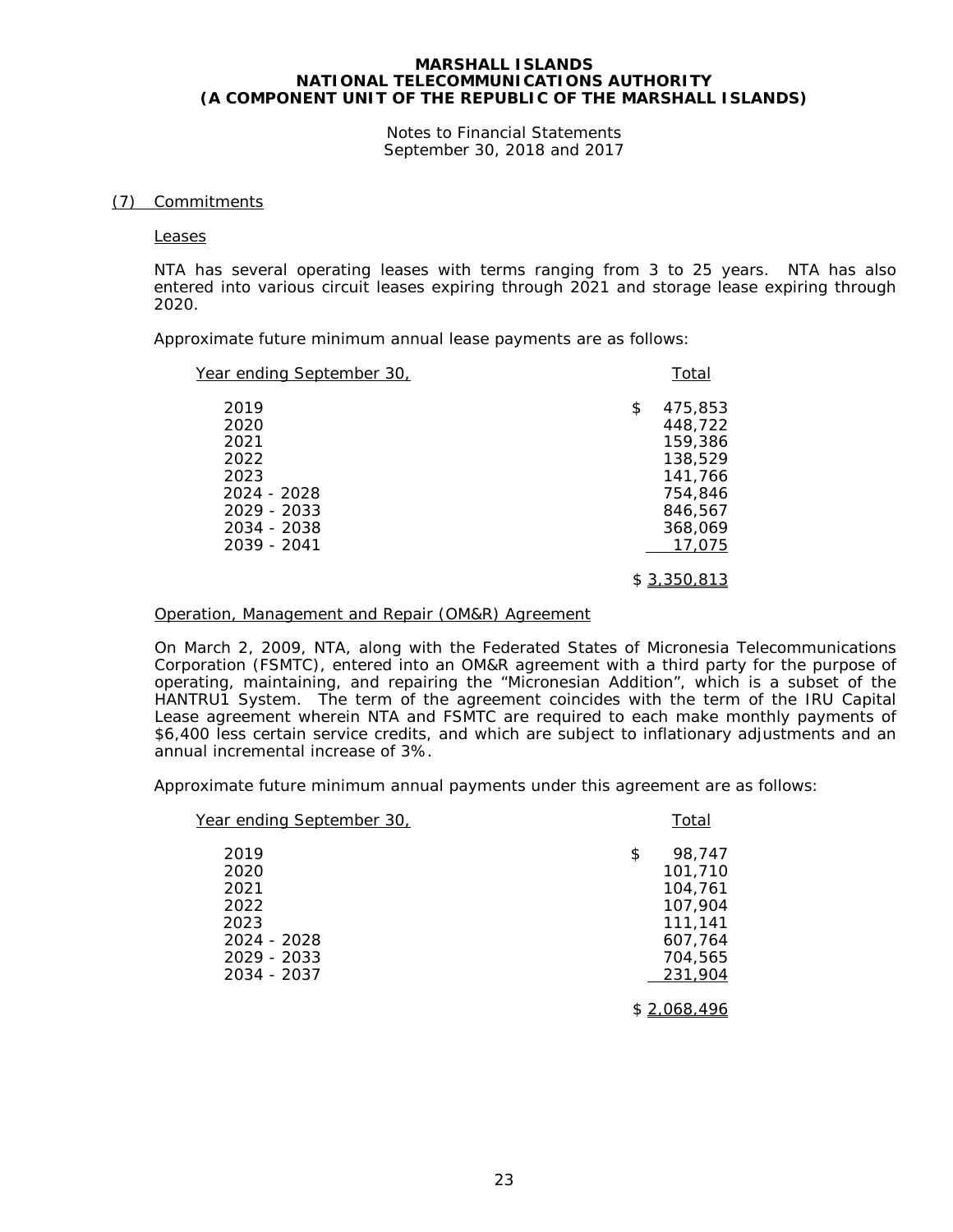## (7) Commitments

### Leases

NTA has several operating leases with terms ranging from 3 to 25 years. NTA has also entered into various circuit leases expiring through 2021 and storage lease expiring through 2020.

Approximate future minimum annual lease payments are as follows:

| Year ending September 30, | Total |
|---|---|
| 2019 | $ 475,853 |
| 2020 | 448,722 |
| 2021 | 159,386 |
| 2022 | 138,529 |
| 2023 | 141,766 |
| 2024 - 2028 | 754,846 |
| 2029 - 2033 | 846,567 |
| 2034 - 2038 | 368,069 |
| 2039 - 2041 | 17,075 |
| | $ 3,350,813 |

### Operation, Management and Repair (OM&R) Agreement

On March 2, 2009, NTA, along with the Federated States of Micronesia Telecommunications Corporation (FSMTC), entered into an OM&R agreement with a third party for the purpose of operating, maintaining, and repairing the "Micronesian Addition", which is a subset of the HANTRU1 System. The term of the agreement coincides with the term of the IRU Capital Lease agreement wherein NTA and FSMTC are required to each make monthly payments of $6,400 less certain service credits, and which are subject to inflationary adjustments and an annual incremental increase of 3%.

Approximate future minimum annual payments under this agreement are as follows:

| Year ending September 30, | Total |
|---|---|
| 2019 | $ 98,747 |
| 2020 | 101,710 |
| 2021 | 104,761 |
| 2022 | 107,904 |
| 2023 | 111,141 |
| 2024 - 2028 | 607,764 |
| 2029 - 2033 | 704,565 |
| 2034 - 2037 | 231,904 |
| | $ 2,068,496 |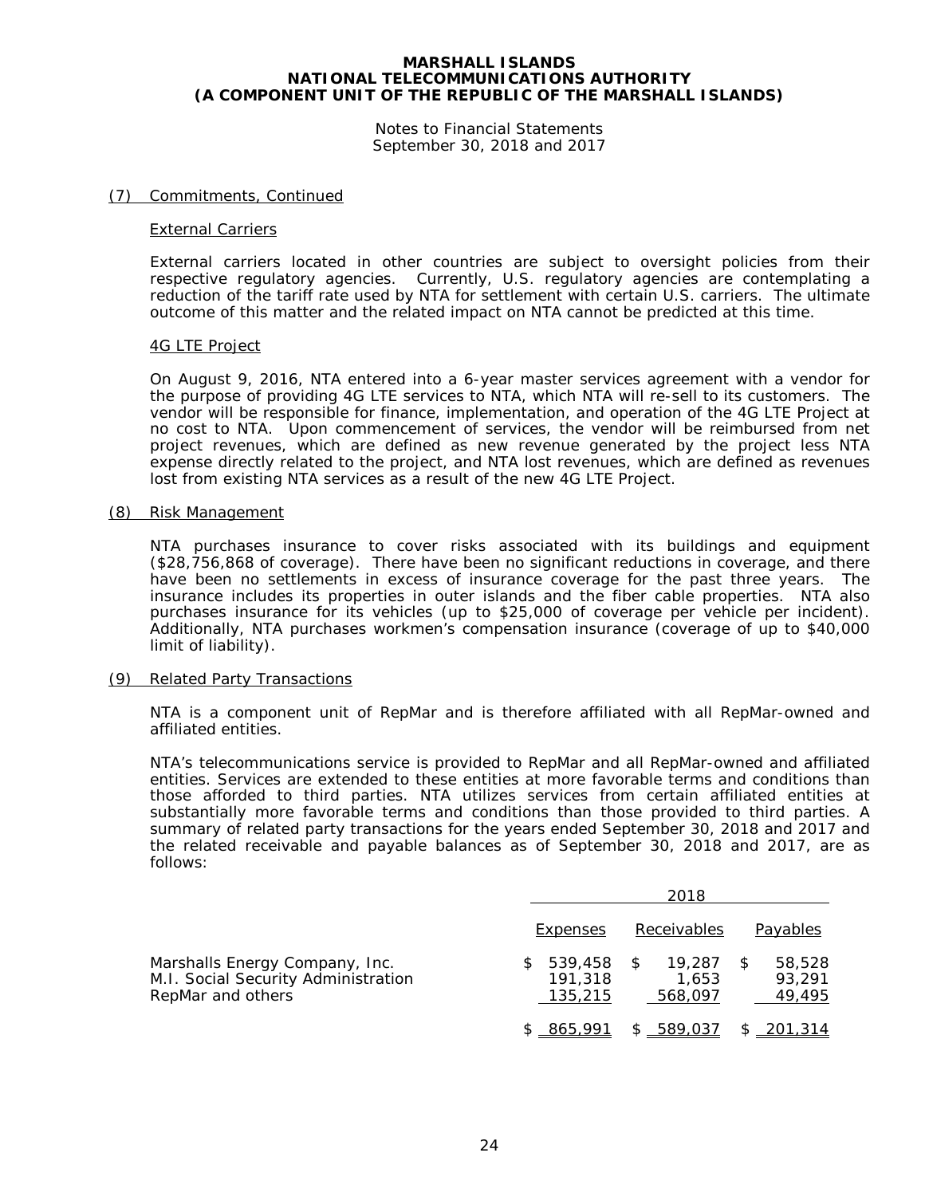**MARSHALL ISLANDS**
**NATIONAL TELECOMMUNICATIONS AUTHORITY**
**(A COMPONENT UNIT OF THE REPUBLIC OF THE MARSHALL ISLANDS)**

Notes to Financial Statements
September 30, 2018 and 2017

(7) Commitments, Continued

External Carriers

External carriers located in other countries are subject to oversight policies from their respective regulatory agencies. Currently, U.S. regulatory agencies are contemplating a reduction of the tariff rate used by NTA for settlement with certain U.S. carriers. The ultimate outcome of this matter and the related impact on NTA cannot be predicted at this time.

4G LTE Project

On August 9, 2016, NTA entered into a 6-year master services agreement with a vendor for the purpose of providing 4G LTE services to NTA, which NTA will re-sell to its customers. The vendor will be responsible for finance, implementation, and operation of the 4G LTE Project at no cost to NTA. Upon commencement of services, the vendor will be reimbursed from net project revenues, which are defined as new revenue generated by the project less NTA expense directly related to the project, and NTA lost revenues, which are defined as revenues lost from existing NTA services as a result of the new 4G LTE Project.

(8) Risk Management

NTA purchases insurance to cover risks associated with its buildings and equipment ($28,756,868 of coverage). There have been no significant reductions in coverage, and there have been no settlements in excess of insurance coverage for the past three years. The insurance includes its properties in outer islands and the fiber cable properties. NTA also purchases insurance for its vehicles (up to $25,000 of coverage per vehicle per incident). Additionally, NTA purchases workmen's compensation insurance (coverage of up to $40,000 limit of liability).

(9) Related Party Transactions

NTA is a component unit of RepMar and is therefore affiliated with all RepMar-owned and affiliated entities.

NTA's telecommunications service is provided to RepMar and all RepMar-owned and affiliated entities. Services are extended to these entities at more favorable terms and conditions than those afforded to third parties. NTA utilizes services from certain affiliated entities at substantially more favorable terms and conditions than those provided to third parties. A summary of related party transactions for the years ended September 30, 2018 and 2017 and the related receivable and payable balances as of September 30, 2018 and 2017, are as follows:

| | 2018 | | |
|---|---|---|---|
| | Expenses | Receivables | Payables |
| Marshalls Energy Company, Inc. | $ 539,458 | $ 19,287 | $ 58,528 |
| M.I. Social Security Administration | 191,318 | 1,653 | 93,291 |
| RepMar and others | 135,215 | 568,097 | 49,495 |
| | $ 865,991 | $ 589,037 | $ 201,314 |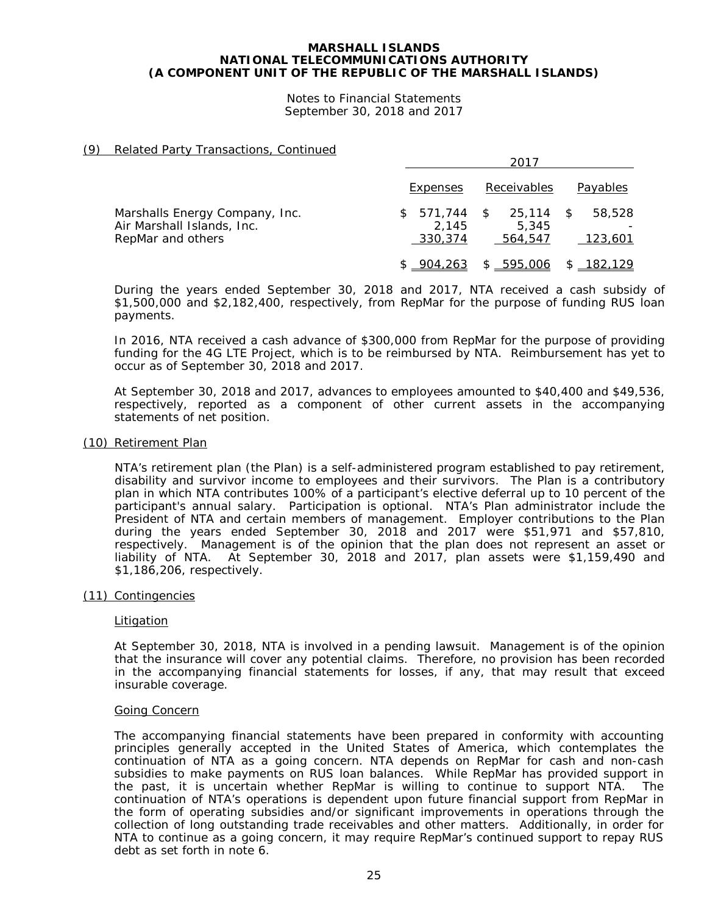## (9) Related Party Transactions, Continued

| | 2017 | | |
|---|---|---|---|
| | Expenses | Receivables | Payables |
| Marshalls Energy Company, Inc. | $ 571,744 | $ 25,114 | $ 58,528 |
| Air Marshall Islands, Inc. | 2,145 | 5,345 | - |
| RepMar and others | 330,374 | 564,547 | 123,601 |
| | $ 904,263 | $ 595,006 | $ 182,129 |

During the years ended September 30, 2018 and 2017, NTA received a cash subsidy of $1,500,000 and $2,182,400, respectively, from RepMar for the purpose of funding RUS loan payments.

In 2016, NTA received a cash advance of $300,000 from RepMar for the purpose of providing funding for the 4G LTE Project, which is to be reimbursed by NTA. Reimbursement has yet to occur as of September 30, 2018 and 2017.

At September 30, 2018 and 2017, advances to employees amounted to $40,400 and $49,536, respectively, reported as a component of other current assets in the accompanying statements of net position.

## (10) Retirement Plan

NTA's retirement plan (the Plan) is a self-administered program established to pay retirement, disability and survivor income to employees and their survivors. The Plan is a contributory plan in which NTA contributes 100% of a participant's elective deferral up to 10 percent of the participant's annual salary. Participation is optional. NTA's Plan administrator include the President of NTA and certain members of management. Employer contributions to the Plan during the years ended September 30, 2018 and 2017 were $51,971 and $57,810, respectively. Management is of the opinion that the plan does not represent an asset or liability of NTA. At September 30, 2018 and 2017, plan assets were $1,159,490 and $1,186,206, respectively.

## (11) Contingencies

### Litigation

At September 30, 2018, NTA is involved in a pending lawsuit. Management is of the opinion that the insurance will cover any potential claims. Therefore, no provision has been recorded in the accompanying financial statements for losses, if any, that may result that exceed insurable coverage.

### Going Concern

The accompanying financial statements have been prepared in conformity with accounting principles generally accepted in the United States of America, which contemplates the continuation of NTA as a going concern. NTA depends on RepMar for cash and non-cash subsidies to make payments on RUS loan balances. While RepMar has provided support in the past, it is uncertain whether RepMar is willing to continue to support NTA. The continuation of NTA's operations is dependent upon future financial support from RepMar in the form of operating subsidies and/or significant improvements in operations through the collection of long outstanding trade receivables and other matters. Additionally, in order for NTA to continue as a going concern, it may require RepMar's continued support to repay RUS debt as set forth in note 6.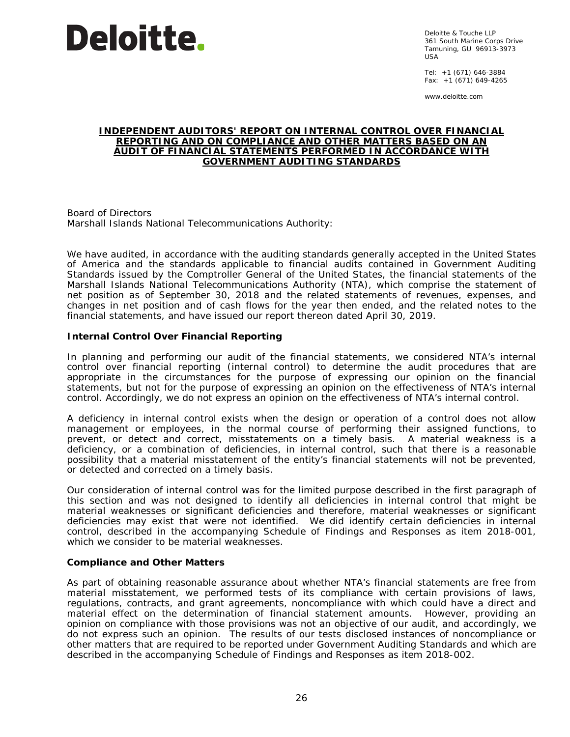Deloitte.

Deloitte & Touche LLP
361 South Marine Corps Drive
Tamuning, GU 96913-3973
USA

Tel: +1 (671) 646-3884
Fax: +1 (671) 649-4265

www.deloitte.com

# INDEPENDENT AUDITORS' REPORT ON INTERNAL CONTROL OVER FINANCIAL REPORTING AND ON COMPLIANCE AND OTHER MATTERS BASED ON AN AUDIT OF FINANCIAL STATEMENTS PERFORMED IN ACCORDANCE WITH GOVERNMENT AUDITING STANDARDS

Board of Directors
Marshall Islands National Telecommunications Authority:

We have audited, in accordance with the auditing standards generally accepted in the United States of America and the standards applicable to financial audits contained in Government Auditing Standards issued by the Comptroller General of the United States, the financial statements of the Marshall Islands National Telecommunications Authority (NTA), which comprise the statement of net position as of September 30, 2018 and the related statements of revenues, expenses, and changes in net position and of cash flows for the year then ended, and the related notes to the financial statements, and have issued our report thereon dated April 30, 2019.

## Internal Control Over Financial Reporting

In planning and performing our audit of the financial statements, we considered NTA's internal control over financial reporting (internal control) to determine the audit procedures that are appropriate in the circumstances for the purpose of expressing our opinion on the financial statements, but not for the purpose of expressing an opinion on the effectiveness of NTA's internal control. Accordingly, we do not express an opinion on the effectiveness of NTA's internal control.

A deficiency in internal control exists when the design or operation of a control does not allow management or employees, in the normal course of performing their assigned functions, to prevent, or detect and correct, misstatements on a timely basis. A material weakness is a deficiency, or a combination of deficiencies, in internal control, such that there is a reasonable possibility that a material misstatement of the entity's financial statements will not be prevented, or detected and corrected on a timely basis.

Our consideration of internal control was for the limited purpose described in the first paragraph of this section and was not designed to identify all deficiencies in internal control that might be material weaknesses or significant deficiencies and therefore, material weaknesses or significant deficiencies may exist that were not identified. We did identify certain deficiencies in internal control, described in the accompanying Schedule of Findings and Responses as item 2018-001, which we consider to be material weaknesses.

## Compliance and Other Matters

As part of obtaining reasonable assurance about whether NTA's financial statements are free from material misstatement, we performed tests of its compliance with certain provisions of laws, regulations, contracts, and grant agreements, noncompliance with which could have a direct and material effect on the determination of financial statement amounts. However, providing an opinion on compliance with those provisions was not an objective of our audit, and accordingly, we do not express such an opinion. The results of our tests disclosed instances of noncompliance or other matters that are required to be reported under Government Auditing Standards and which are described in the accompanying Schedule of Findings and Responses as item 2018-002.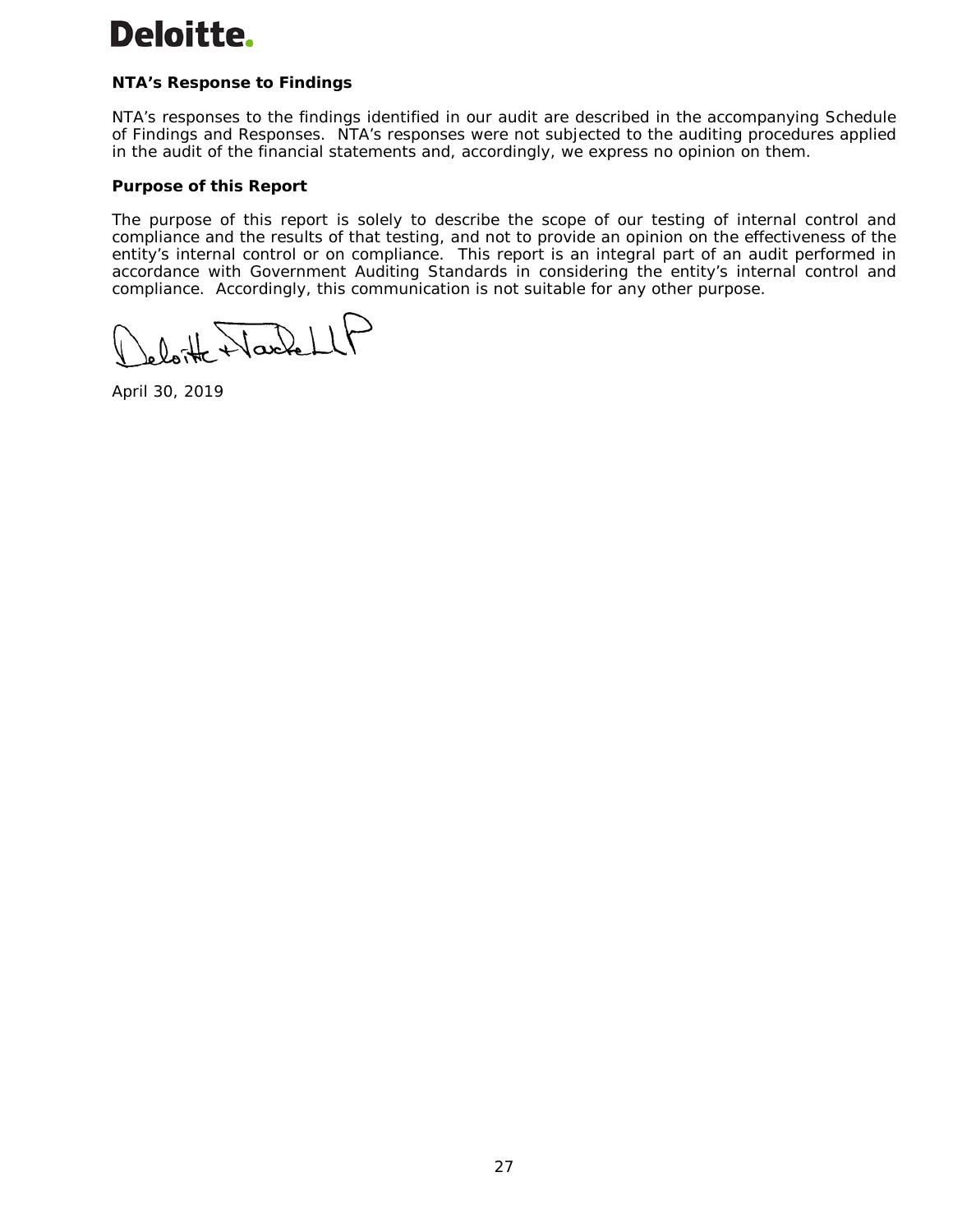Deloitte.

### NTA's Response to Findings

NTA's responses to the findings identified in our audit are described in the accompanying Schedule of Findings and Responses. NTA's responses were not subjected to the auditing procedures applied in the audit of the financial statements and, accordingly, we express no opinion on them.

### Purpose of this Report

The purpose of this report is solely to describe the scope of our testing of internal control and compliance and the results of that testing, and not to provide an opinion on the effectiveness of the entity's internal control or on compliance. This report is an integral part of an audit performed in accordance with Government Auditing Standards in considering the entity's internal control and compliance. Accordingly, this communication is not suitable for any other purpose.

Deloitte & Touche LLP

April 30, 2019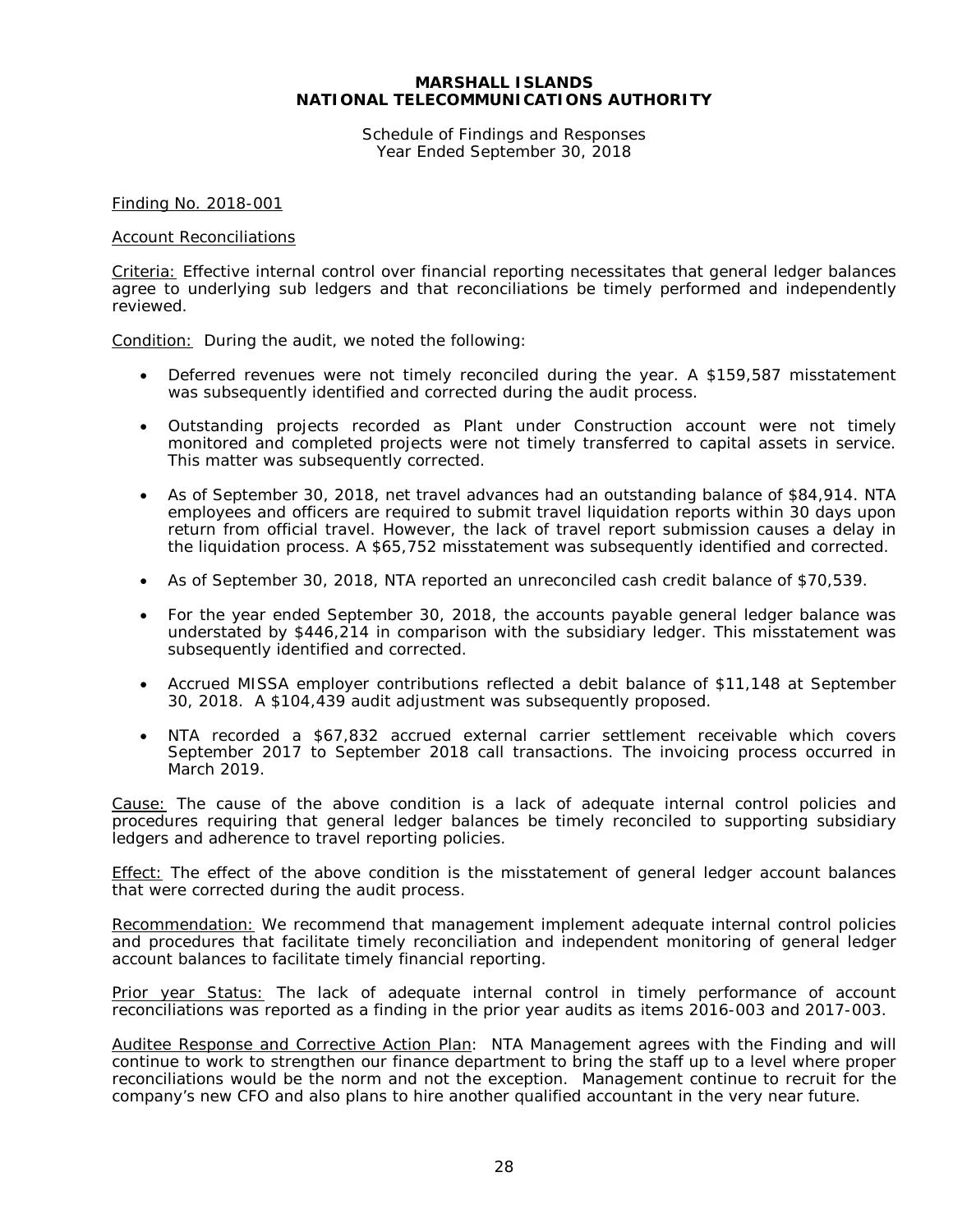**MARSHALL ISLANDS**
**NATIONAL TELECOMMUNICATIONS AUTHORITY**

Schedule of Findings and Responses
Year Ended September 30, 2018

Finding No. 2018-001

Account Reconciliations

Criteria: Effective internal control over financial reporting necessitates that general ledger balances agree to underlying sub ledgers and that reconciliations be timely performed and independently reviewed.

Condition: During the audit, we noted the following:

- Deferred revenues were not timely reconciled during the year. A $159,587 misstatement was subsequently identified and corrected during the audit process.
- Outstanding projects recorded as Plant under Construction account were not timely monitored and completed projects were not timely transferred to capital assets in service. This matter was subsequently corrected.
- As of September 30, 2018, net travel advances had an outstanding balance of $84,914. NTA employees and officers are required to submit travel liquidation reports within 30 days upon return from official travel. However, the lack of travel report submission causes a delay in the liquidation process. A $65,752 misstatement was subsequently identified and corrected.
- As of September 30, 2018, NTA reported an unreconciled cash credit balance of $70,539.
- For the year ended September 30, 2018, the accounts payable general ledger balance was understated by $446,214 in comparison with the subsidiary ledger. This misstatement was subsequently identified and corrected.
- Accrued MISSA employer contributions reflected a debit balance of $11,148 at September 30, 2018. A $104,439 audit adjustment was subsequently proposed.
- NTA recorded a $67,832 accrued external carrier settlement receivable which covers September 2017 to September 2018 call transactions. The invoicing process occurred in March 2019.

Cause: The cause of the above condition is a lack of adequate internal control policies and procedures requiring that general ledger balances be timely reconciled to supporting subsidiary ledgers and adherence to travel reporting policies.

Effect: The effect of the above condition is the misstatement of general ledger account balances that were corrected during the audit process.

Recommendation: We recommend that management implement adequate internal control policies and procedures that facilitate timely reconciliation and independent monitoring of general ledger account balances to facilitate timely financial reporting.

Prior year Status: The lack of adequate internal control in timely performance of account reconciliations was reported as a finding in the prior year audits as items 2016-003 and 2017-003.

Auditee Response and Corrective Action Plan: NTA Management agrees with the Finding and will continue to work to strengthen our finance department to bring the staff up to a level where proper reconciliations would be the norm and not the exception. Management continue to recruit for the company's new CFO and also plans to hire another qualified accountant in the very near future.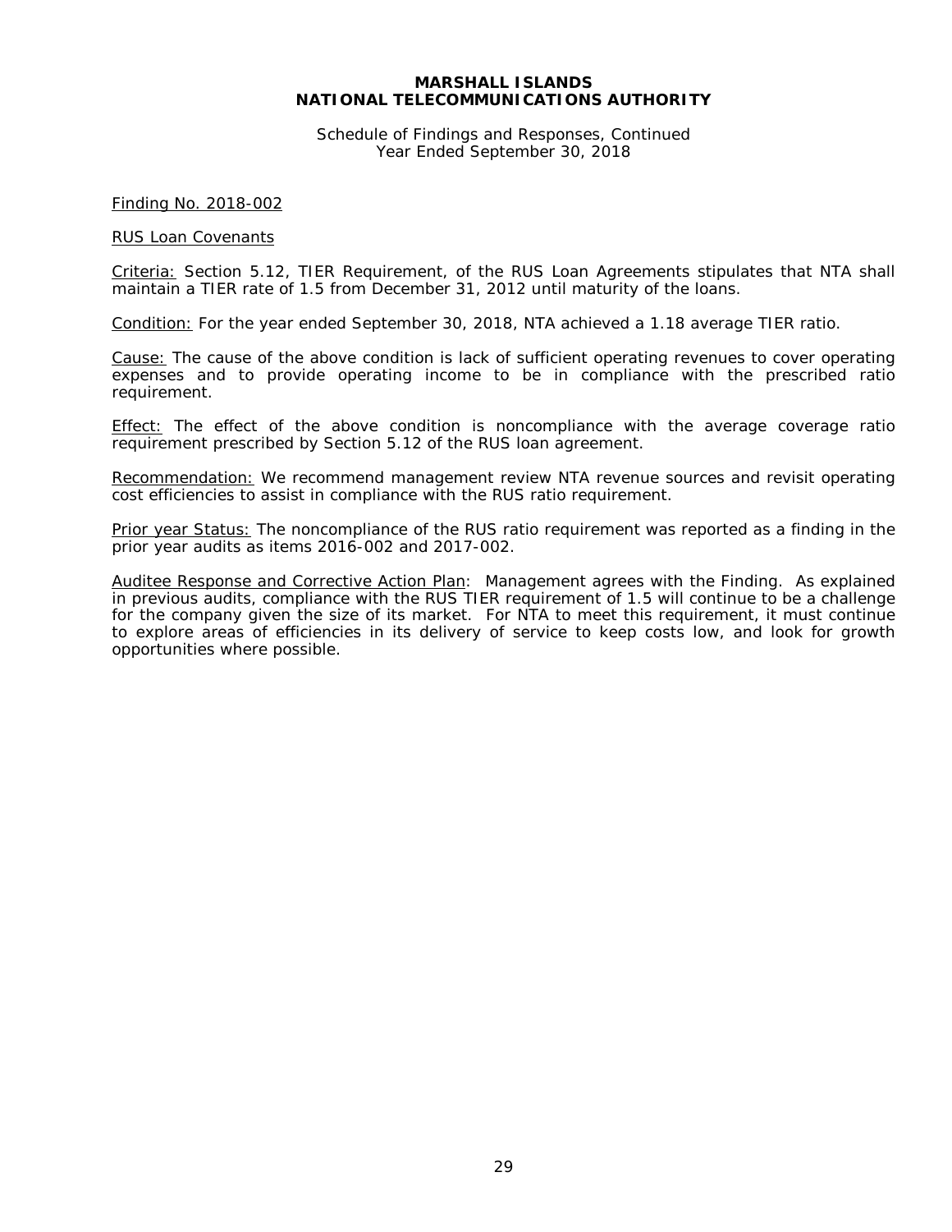**MARSHALL ISLANDS**
**NATIONAL TELECOMMUNICATIONS AUTHORITY**

Schedule of Findings and Responses, Continued
Year Ended September 30, 2018

Finding No. 2018-002

RUS Loan Covenants

Criteria: Section 5.12, TIER Requirement, of the RUS Loan Agreements stipulates that NTA shall maintain a TIER rate of 1.5 from December 31, 2012 until maturity of the loans.

Condition: For the year ended September 30, 2018, NTA achieved a 1.18 average TIER ratio.

Cause: The cause of the above condition is lack of sufficient operating revenues to cover operating expenses and to provide operating income to be in compliance with the prescribed ratio requirement.

Effect: The effect of the above condition is noncompliance with the average coverage ratio requirement prescribed by Section 5.12 of the RUS loan agreement.

Recommendation: We recommend management review NTA revenue sources and revisit operating cost efficiencies to assist in compliance with the RUS ratio requirement.

Prior year Status: The noncompliance of the RUS ratio requirement was reported as a finding in the prior year audits as items 2016-002 and 2017-002.

Auditee Response and Corrective Action Plan: Management agrees with the Finding. As explained in previous audits, compliance with the RUS TIER requirement of 1.5 will continue to be a challenge for the company given the size of its market. For NTA to meet this requirement, it must continue to explore areas of efficiencies in its delivery of service to keep costs low, and look for growth opportunities where possible.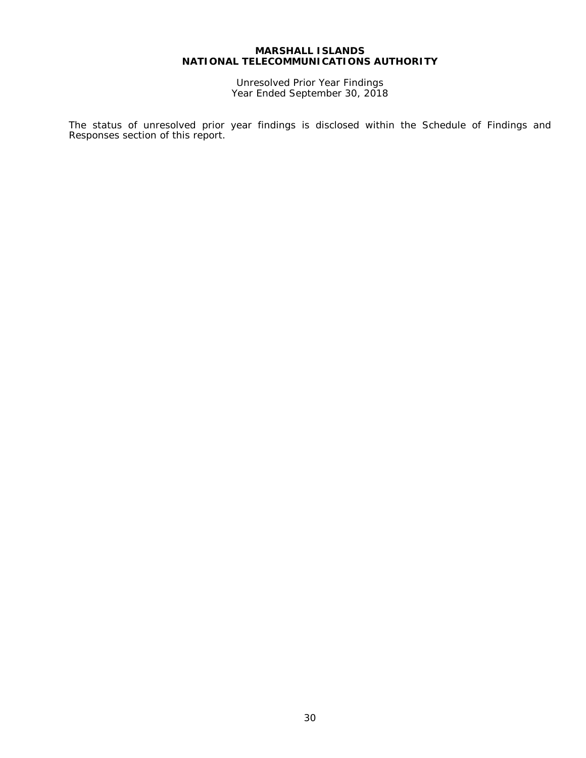**MARSHALL ISLANDS**
**NATIONAL TELECOMMUNICATIONS AUTHORITY**

Unresolved Prior Year Findings
Year Ended September 30, 2018

The status of unresolved prior year findings is disclosed within the Schedule of Findings and Responses section of this report.